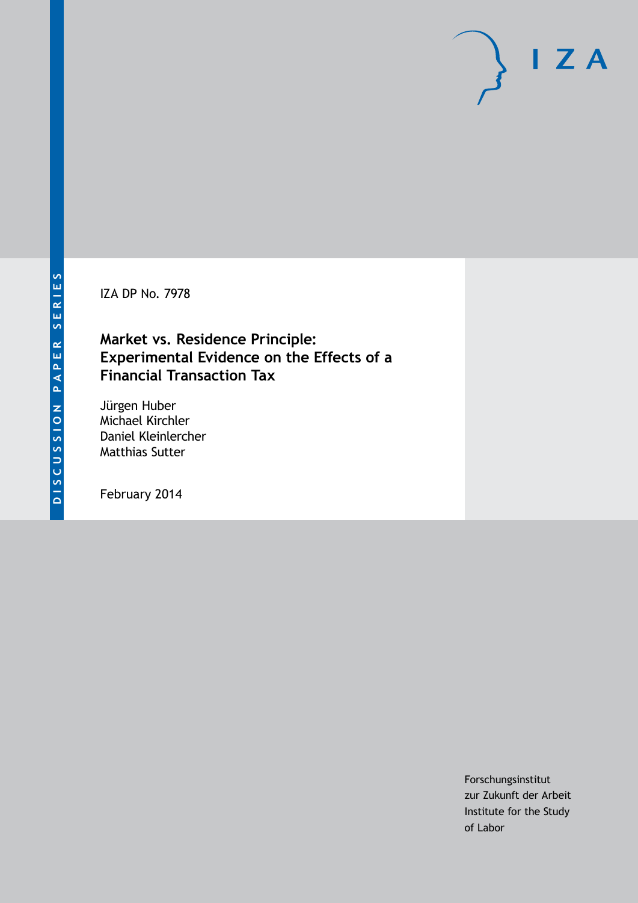DISCUSSION PAPER SERIES

IZA DP No. 7978

# Market vs. Residence Principle: Experimental Evidence on the Effects of a Financial Transaction Tax

Jürgen Huber
Michael Kirchler
Daniel Kleinlercher
Matthias Sutter

February 2014

Forschungsinstitut
zur Zukunft der Arbeit
Institute for the Study
of Labor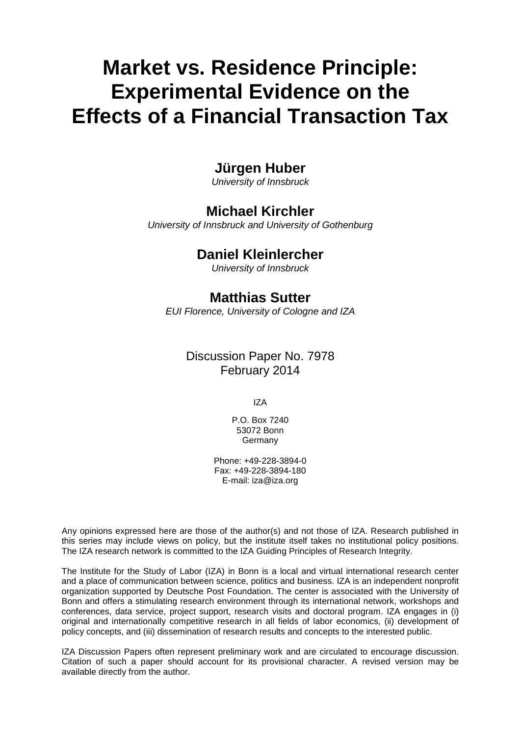# Market vs. Residence Principle: Experimental Evidence on the Effects of a Financial Transaction Tax

**Jürgen Huber**
*University of Innsbruck*

**Michael Kirchler**
*University of Innsbruck and University of Gothenburg*

**Daniel Kleinlercher**
*University of Innsbruck*

**Matthias Sutter**
*EUI Florence, University of Cologne and IZA*

Discussion Paper No. 7978
February 2014

IZA

P.O. Box 7240
53072 Bonn
Germany

Phone: +49-228-3894-0
Fax: +49-228-3894-180
E-mail: iza@iza.org

Any opinions expressed here are those of the author(s) and not those of IZA. Research published in this series may include views on policy, but the institute itself takes no institutional policy positions. The IZA research network is committed to the IZA Guiding Principles of Research Integrity.

The Institute for the Study of Labor (IZA) in Bonn is a local and virtual international research center and a place of communication between science, politics and business. IZA is an independent nonprofit organization supported by Deutsche Post Foundation. The center is associated with the University of Bonn and offers a stimulating research environment through its international network, workshops and conferences, data service, project support, research visits and doctoral program. IZA engages in (i) original and internationally competitive research in all fields of labor economics, (ii) development of policy concepts, and (iii) dissemination of research results and concepts to the interested public.

IZA Discussion Papers often represent preliminary work and are circulated to encourage discussion. Citation of such a paper should account for its provisional character. A revised version may be available directly from the author.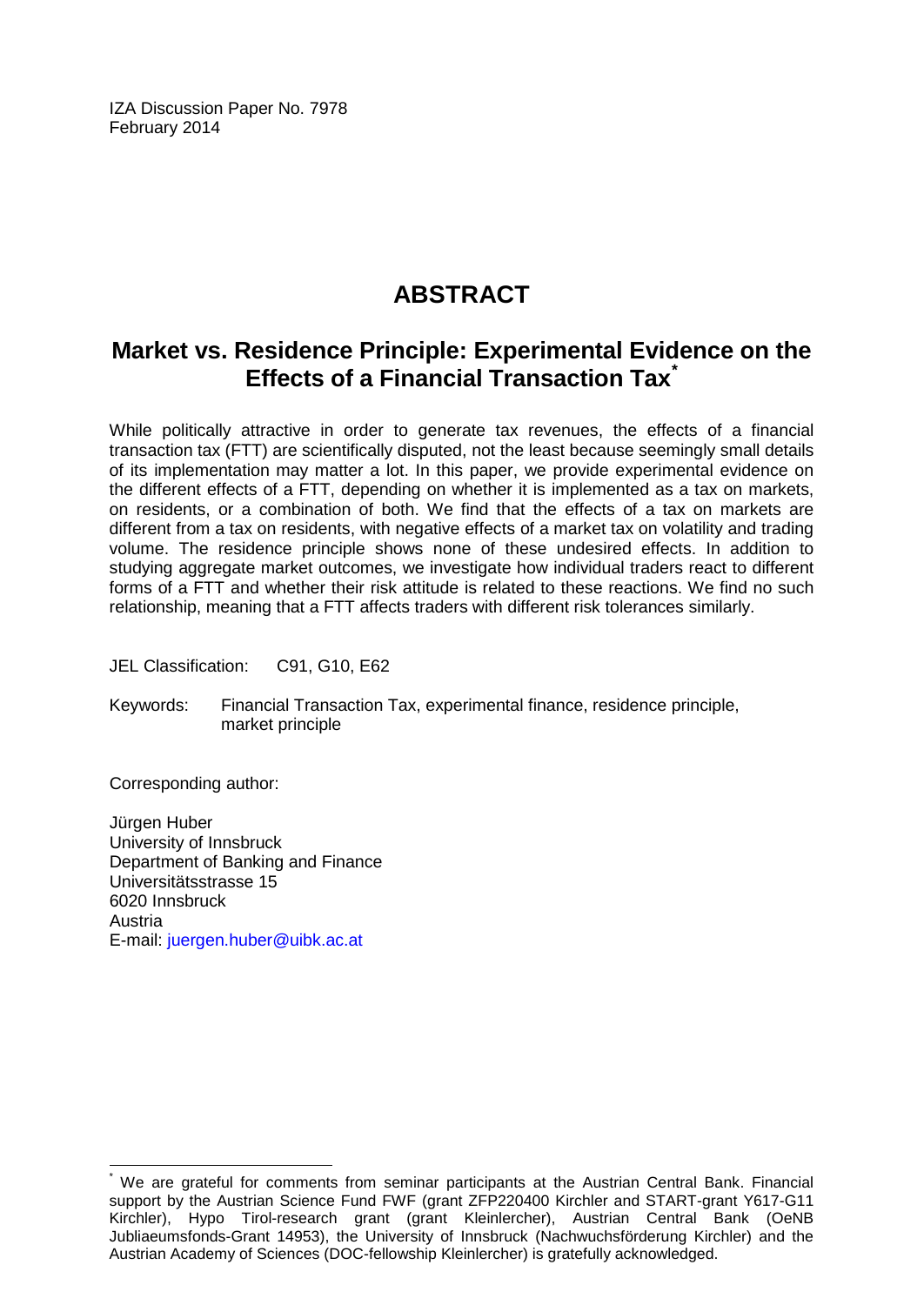IZA Discussion Paper No. 7978
February 2014

# ABSTRACT

## Market vs. Residence Principle: Experimental Evidence on the Effects of a Financial Transaction Tax[*]

While politically attractive in order to generate tax revenues, the effects of a financial transaction tax (FTT) are scientifically disputed, not the least because seemingly small details of its implementation may matter a lot. In this paper, we provide experimental evidence on the different effects of a FTT, depending on whether it is implemented as a tax on markets, on residents, or a combination of both. We find that the effects of a tax on markets are different from a tax on residents, with negative effects of a market tax on volatility and trading volume. The residence principle shows none of these undesired effects. In addition to studying aggregate market outcomes, we investigate how individual traders react to different forms of a FTT and whether their risk attitude is related to these reactions. We find no such relationship, meaning that a FTT affects traders with different risk tolerances similarly.

JEL Classification: C91, G10, E62

Keywords: Financial Transaction Tax, experimental finance, residence principle, market principle

Corresponding author:

Jürgen Huber
University of Innsbruck
Department of Banking and Finance
Universitätsstrasse 15
6020 Innsbruck
Austria
E-mail: juergen.huber@uibk.ac.at

[*] We are grateful for comments from seminar participants at the Austrian Central Bank. Financial support by the Austrian Science Fund FWF (grant ZFP220400 Kirchler and START-grant Y617-G11 Kirchler), Hypo Tirol-research grant (grant Kleinlercher), Austrian Central Bank (OeNB Jubliaeumsfonds-Grant 14953), the University of Innsbruck (Nachwuchsförderung Kirchler) and the Austrian Academy of Sciences (DOC-fellowship Kleinlercher) is gratefully acknowledged.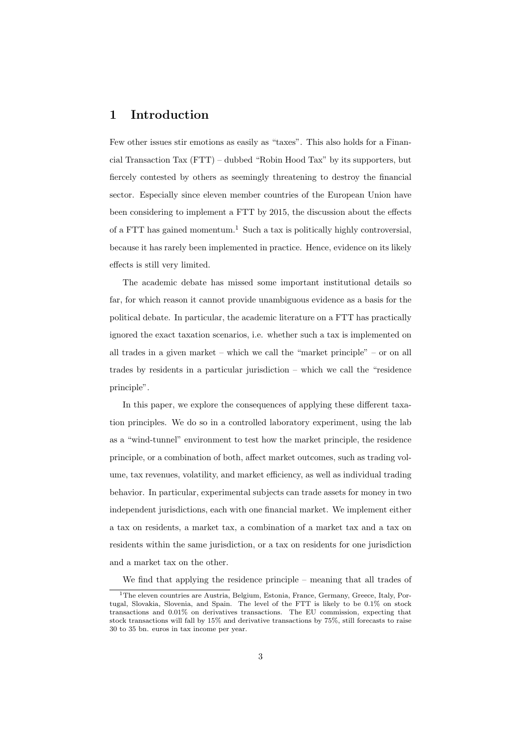# 1 Introduction

Few other issues stir emotions as easily as "taxes". This also holds for a Financial Transaction Tax (FTT) – dubbed "Robin Hood Tax" by its supporters, but fiercely contested by others as seemingly threatening to destroy the financial sector. Especially since eleven member countries of the European Union have been considering to implement a FTT by 2015, the discussion about the effects of a FTT has gained momentum.[1] Such a tax is politically highly controversial, because it has rarely been implemented in practice. Hence, evidence on its likely effects is still very limited.

The academic debate has missed some important institutional details so far, for which reason it cannot provide unambiguous evidence as a basis for the political debate. In particular, the academic literature on a FTT has practically ignored the exact taxation scenarios, i.e. whether such a tax is implemented on all trades in a given market – which we call the "market principle" – or on all trades by residents in a particular jurisdiction – which we call the "residence principle".

In this paper, we explore the consequences of applying these different taxation principles. We do so in a controlled laboratory experiment, using the lab as a "wind-tunnel" environment to test how the market principle, the residence principle, or a combination of both, affect market outcomes, such as trading volume, tax revenues, volatility, and market efficiency, as well as individual trading behavior. In particular, experimental subjects can trade assets for money in two independent jurisdictions, each with one financial market. We implement either a tax on residents, a market tax, a combination of a market tax and a tax on residents within the same jurisdiction, or a tax on residents for one jurisdiction and a market tax on the other.

We find that applying the residence principle – meaning that all trades of

[1] The eleven countries are Austria, Belgium, Estonia, France, Germany, Greece, Italy, Portugal, Slovakia, Slovenia, and Spain. The level of the FTT is likely to be 0.1% on stock transactions and 0.01% on derivatives transactions. The EU commission, expecting that stock transactions will fall by 15% and derivative transactions by 75%, still forecasts to raise 30 to 35 bn. euros in tax income per year.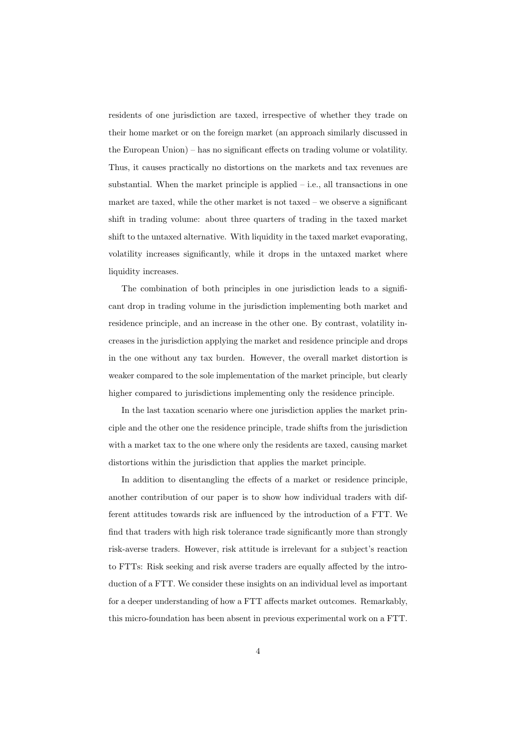residents of one jurisdiction are taxed, irrespective of whether they trade on their home market or on the foreign market (an approach similarly discussed in the European Union) – has no significant effects on trading volume or volatility. Thus, it causes practically no distortions on the markets and tax revenues are substantial. When the market principle is applied – i.e., all transactions in one market are taxed, while the other market is not taxed – we observe a significant shift in trading volume: about three quarters of trading in the taxed market shift to the untaxed alternative. With liquidity in the taxed market evaporating, volatility increases significantly, while it drops in the untaxed market where liquidity increases.

The combination of both principles in one jurisdiction leads to a significant drop in trading volume in the jurisdiction implementing both market and residence principle, and an increase in the other one. By contrast, volatility increases in the jurisdiction applying the market and residence principle and drops in the one without any tax burden. However, the overall market distortion is weaker compared to the sole implementation of the market principle, but clearly higher compared to jurisdictions implementing only the residence principle.

In the last taxation scenario where one jurisdiction applies the market principle and the other one the residence principle, trade shifts from the jurisdiction with a market tax to the one where only the residents are taxed, causing market distortions within the jurisdiction that applies the market principle.

In addition to disentangling the effects of a market or residence principle, another contribution of our paper is to show how individual traders with different attitudes towards risk are influenced by the introduction of a FTT. We find that traders with high risk tolerance trade significantly more than strongly risk-averse traders. However, risk attitude is irrelevant for a subject's reaction to FTTs: Risk seeking and risk averse traders are equally affected by the introduction of a FTT. We consider these insights on an individual level as important for a deeper understanding of how a FTT affects market outcomes. Remarkably, this micro-foundation has been absent in previous experimental work on a FTT.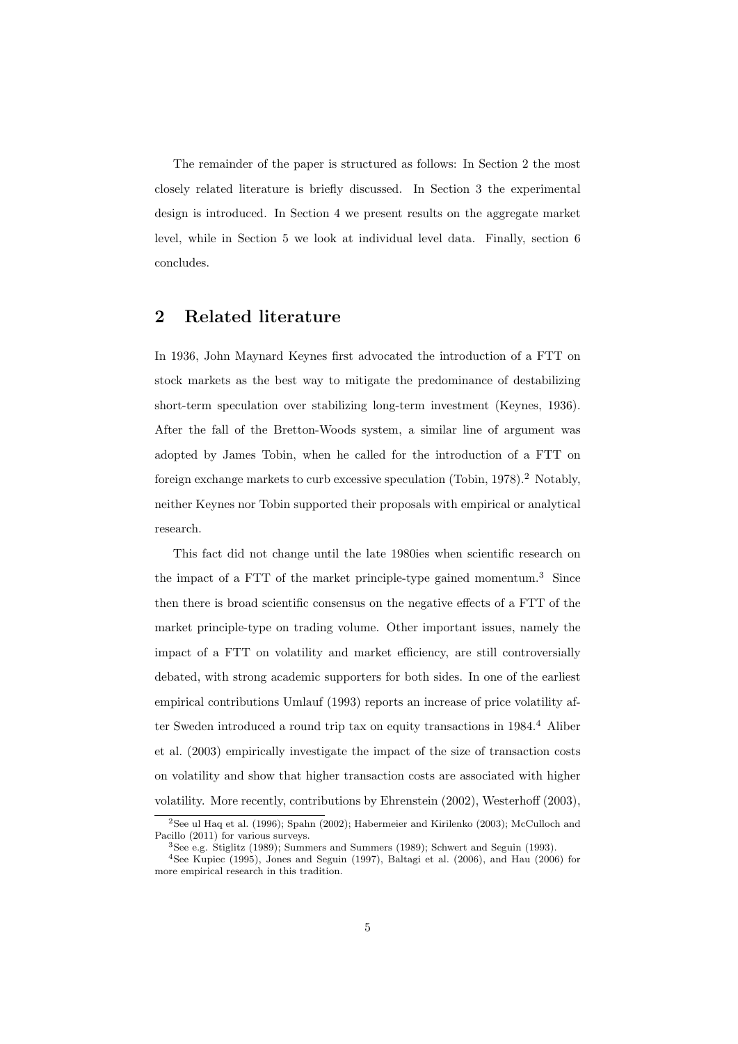The remainder of the paper is structured as follows: In Section 2 the most closely related literature is briefly discussed. In Section 3 the experimental design is introduced. In Section 4 we present results on the aggregate market level, while in Section 5 we look at individual level data. Finally, section 6 concludes.

## 2 Related literature

In 1936, John Maynard Keynes first advocated the introduction of a FTT on stock markets as the best way to mitigate the predominance of destabilizing short-term speculation over stabilizing long-term investment (Keynes, 1936). After the fall of the Bretton-Woods system, a similar line of argument was adopted by James Tobin, when he called for the introduction of a FTT on foreign exchange markets to curb excessive speculation (Tobin, 1978).[2] Notably, neither Keynes nor Tobin supported their proposals with empirical or analytical research.

This fact did not change until the late 1980ies when scientific research on the impact of a FTT of the market principle-type gained momentum.[3] Since then there is broad scientific consensus on the negative effects of a FTT of the market principle-type on trading volume. Other important issues, namely the impact of a FTT on volatility and market efficiency, are still controversially debated, with strong academic supporters for both sides. In one of the earliest empirical contributions Umlauf (1993) reports an increase of price volatility after Sweden introduced a round trip tax on equity transactions in 1984.[4] Aliber et al. (2003) empirically investigate the impact of the size of transaction costs on volatility and show that higher transaction costs are associated with higher volatility. More recently, contributions by Ehrenstein (2002), Westerhoff (2003),

[2] See ul Haq et al. (1996); Spahn (2002); Habermeier and Kirilenko (2003); McCulloch and Pacillo (2011) for various surveys.

[3] See e.g. Stiglitz (1989); Summers and Summers (1989); Schwert and Seguin (1993).

[4] See Kupiec (1995), Jones and Seguin (1997), Baltagi et al. (2006), and Hau (2006) for more empirical research in this tradition.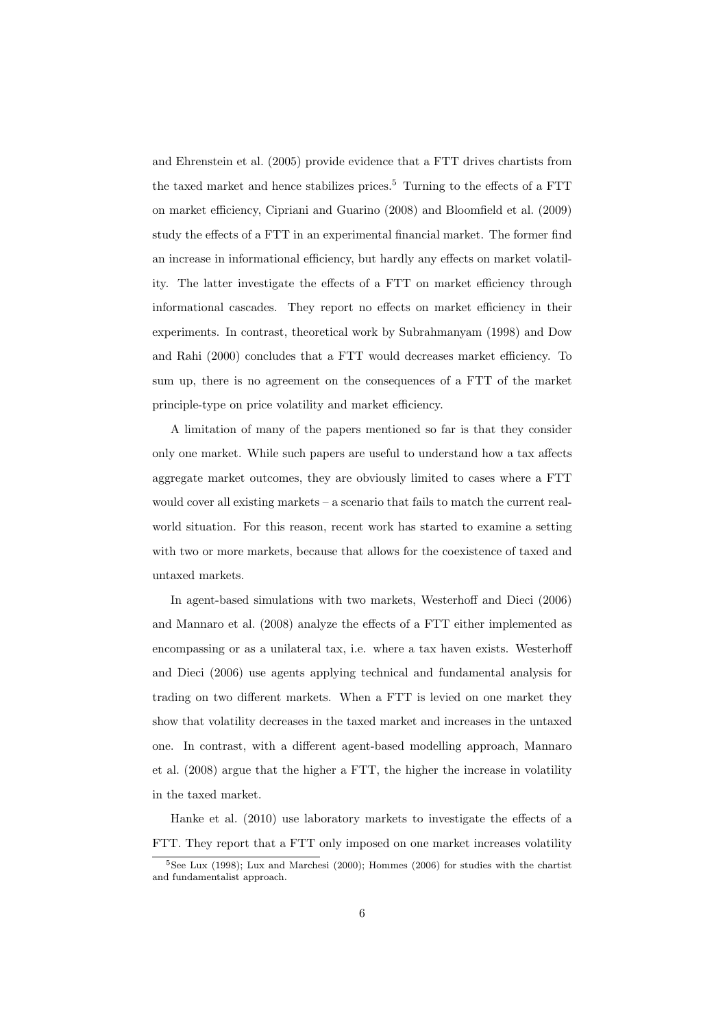and Ehrenstein et al. (2005) provide evidence that a FTT drives chartists from the taxed market and hence stabilizes prices.[5] Turning to the effects of a FTT on market efficiency, Cipriani and Guarino (2008) and Bloomfield et al. (2009) study the effects of a FTT in an experimental financial market. The former find an increase in informational efficiency, but hardly any effects on market volatility. The latter investigate the effects of a FTT on market efficiency through informational cascades. They report no effects on market efficiency in their experiments. In contrast, theoretical work by Subrahmanyam (1998) and Dow and Rahi (2000) concludes that a FTT would decreases market efficiency. To sum up, there is no agreement on the consequences of a FTT of the market principle-type on price volatility and market efficiency.

A limitation of many of the papers mentioned so far is that they consider only one market. While such papers are useful to understand how a tax affects aggregate market outcomes, they are obviously limited to cases where a FTT would cover all existing markets – a scenario that fails to match the current real-world situation. For this reason, recent work has started to examine a setting with two or more markets, because that allows for the coexistence of taxed and untaxed markets.

In agent-based simulations with two markets, Westerhoff and Dieci (2006) and Mannaro et al. (2008) analyze the effects of a FTT either implemented as encompassing or as a unilateral tax, i.e. where a tax haven exists. Westerhoff and Dieci (2006) use agents applying technical and fundamental analysis for trading on two different markets. When a FTT is levied on one market they show that volatility decreases in the taxed market and increases in the untaxed one. In contrast, with a different agent-based modelling approach, Mannaro et al. (2008) argue that the higher a FTT, the higher the increase in volatility in the taxed market.

Hanke et al. (2010) use laboratory markets to investigate the effects of a FTT. They report that a FTT only imposed on one market increases volatility

[5] See Lux (1998); Lux and Marchesi (2000); Hommes (2006) for studies with the chartist and fundamentalist approach.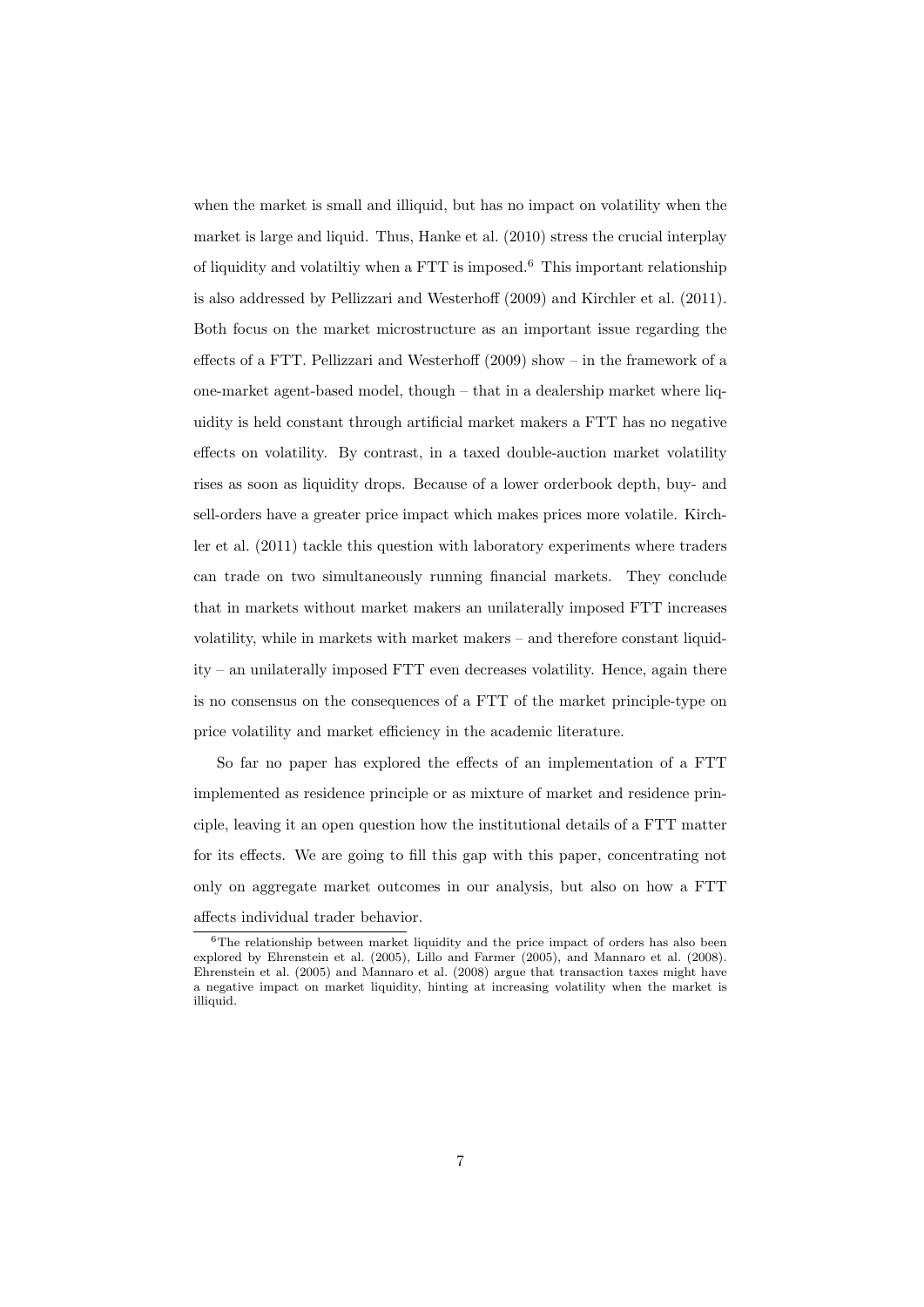when the market is small and illiquid, but has no impact on volatility when the market is large and liquid. Thus, Hanke et al. (2010) stress the crucial interplay of liquidity and volatiltiy when a FTT is imposed.[6] This important relationship is also addressed by Pellizzari and Westerhoff (2009) and Kirchler et al. (2011). Both focus on the market microstructure as an important issue regarding the effects of a FTT. Pellizzari and Westerhoff (2009) show – in the framework of a one-market agent-based model, though – that in a dealership market where liquidity is held constant through artificial market makers a FTT has no negative effects on volatility. By contrast, in a taxed double-auction market volatility rises as soon as liquidity drops. Because of a lower orderbook depth, buy- and sell-orders have a greater price impact which makes prices more volatile. Kirchler et al. (2011) tackle this question with laboratory experiments where traders can trade on two simultaneously running financial markets. They conclude that in markets without market makers an unilaterally imposed FTT increases volatility, while in markets with market makers – and therefore constant liquidity – an unilaterally imposed FTT even decreases volatility. Hence, again there is no consensus on the consequences of a FTT of the market principle-type on price volatility and market efficiency in the academic literature.

So far no paper has explored the effects of an implementation of a FTT implemented as residence principle or as mixture of market and residence principle, leaving it an open question how the institutional details of a FTT matter for its effects. We are going to fill this gap with this paper, concentrating not only on aggregate market outcomes in our analysis, but also on how a FTT affects individual trader behavior.

[6] The relationship between market liquidity and the price impact of orders has also been explored by Ehrenstein et al. (2005), Lillo and Farmer (2005), and Mannaro et al. (2008). Ehrenstein et al. (2005) and Mannaro et al. (2008) argue that transaction taxes might have a negative impact on market liquidity, hinting at increasing volatility when the market is illiquid.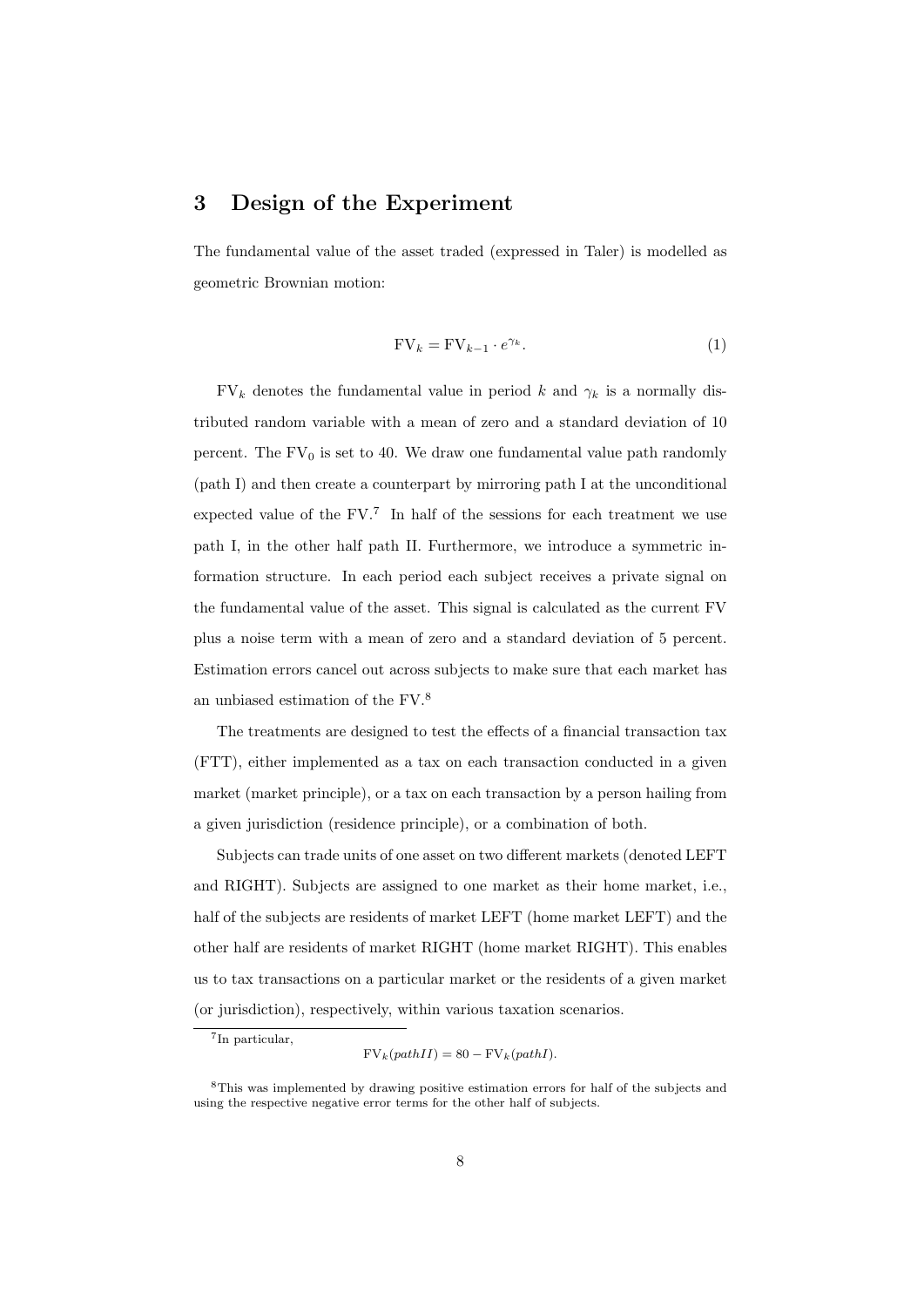## 3 Design of the Experiment

The fundamental value of the asset traded (expressed in Taler) is modelled as geometric Brownian motion:

$$\mathrm{FV}_k = \mathrm{FV}_{k-1} \cdot e^{\gamma_k}. \tag{1}$$

$\mathrm{FV}_k$ denotes the fundamental value in period $k$ and $\gamma_k$ is a normally distributed random variable with a mean of zero and a standard deviation of 10 percent. The $\mathrm{FV}_0$ is set to 40. We draw one fundamental value path randomly (path I) and then create a counterpart by mirroring path I at the unconditional expected value of the FV.[7] In half of the sessions for each treatment we use path I, in the other half path II. Furthermore, we introduce a symmetric information structure. In each period each subject receives a private signal on the fundamental value of the asset. This signal is calculated as the current FV plus a noise term with a mean of zero and a standard deviation of 5 percent. Estimation errors cancel out across subjects to make sure that each market has an unbiased estimation of the FV.[8]

The treatments are designed to test the effects of a financial transaction tax (FTT), either implemented as a tax on each transaction conducted in a given market (market principle), or a tax on each transaction by a person hailing from a given jurisdiction (residence principle), or a combination of both.

Subjects can trade units of one asset on two different markets (denoted LEFT and RIGHT). Subjects are assigned to one market as their home market, i.e., half of the subjects are residents of market LEFT (home market LEFT) and the other half are residents of market RIGHT (home market RIGHT). This enables us to tax transactions on a particular market or the residents of a given market (or jurisdiction), respectively, within various taxation scenarios.

[7] In particular,

$$\mathrm{FV}_k(pathII) = 80 - \mathrm{FV}_k(pathI).$$

[8] This was implemented by drawing positive estimation errors for half of the subjects and using the respective negative error terms for the other half of subjects.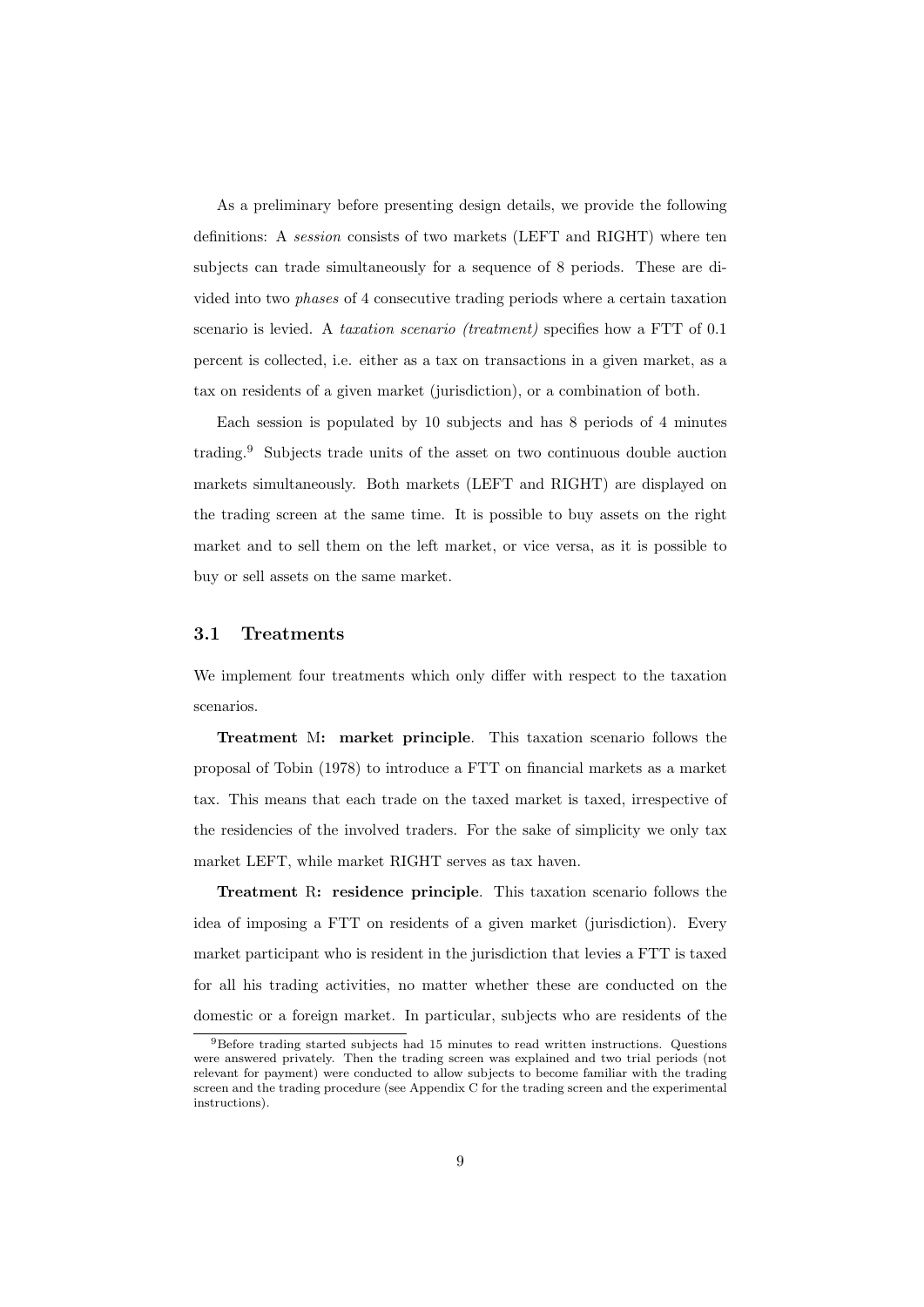As a preliminary before presenting design details, we provide the following definitions: A *session* consists of two markets (LEFT and RIGHT) where ten subjects can trade simultaneously for a sequence of 8 periods. These are divided into two *phases* of 4 consecutive trading periods where a certain taxation scenario is levied. A *taxation scenario (treatment)* specifies how a FTT of 0.1 percent is collected, i.e. either as a tax on transactions in a given market, as a tax on residents of a given market (jurisdiction), or a combination of both.

Each session is populated by 10 subjects and has 8 periods of 4 minutes trading.[9] Subjects trade units of the asset on two continuous double auction markets simultaneously. Both markets (LEFT and RIGHT) are displayed on the trading screen at the same time. It is possible to buy assets on the right market and to sell them on the left market, or vice versa, as it is possible to buy or sell assets on the same market.

## 3.1 Treatments

We implement four treatments which only differ with respect to the taxation scenarios.

**Treatment** M**: market principle**. This taxation scenario follows the proposal of Tobin (1978) to introduce a FTT on financial markets as a market tax. This means that each trade on the taxed market is taxed, irrespective of the residencies of the involved traders. For the sake of simplicity we only tax market LEFT, while market RIGHT serves as tax haven.

**Treatment** R**: residence principle**. This taxation scenario follows the idea of imposing a FTT on residents of a given market (jurisdiction). Every market participant who is resident in the jurisdiction that levies a FTT is taxed for all his trading activities, no matter whether these are conducted on the domestic or a foreign market. In particular, subjects who are residents of the

[9] Before trading started subjects had 15 minutes to read written instructions. Questions were answered privately. Then the trading screen was explained and two trial periods (not relevant for payment) were conducted to allow subjects to become familiar with the trading screen and the trading procedure (see Appendix C for the trading screen and the experimental instructions).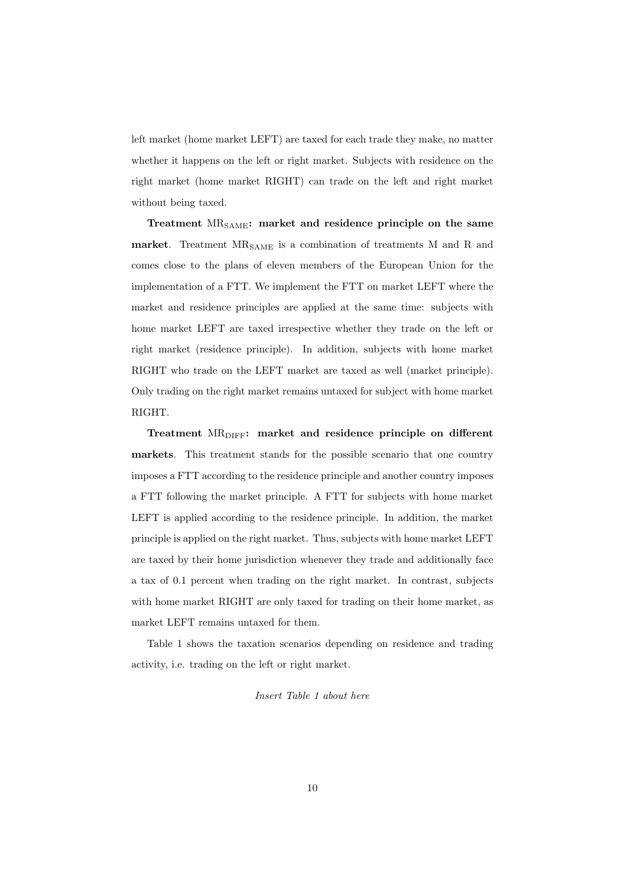left market (home market LEFT) are taxed for each trade they make, no matter whether it happens on the left or right market. Subjects with residence on the right market (home market RIGHT) can trade on the left and right market without being taxed.

**Treatment $\text{MR}_{\text{SAME}}$: market and residence principle on the same market**. Treatment $\text{MR}_{\text{SAME}}$ is a combination of treatments M and R and comes close to the plans of eleven members of the European Union for the implementation of a FTT. We implement the FTT on market LEFT where the market and residence principles are applied at the same time: subjects with home market LEFT are taxed irrespective whether they trade on the left or right market (residence principle). In addition, subjects with home market RIGHT who trade on the LEFT market are taxed as well (market principle). Only trading on the right market remains untaxed for subject with home market RIGHT.

**Treatment $\text{MR}_{\text{DIFF}}$: market and residence principle on different markets**. This treatment stands for the possible scenario that one country imposes a FTT according to the residence principle and another country imposes a FTT following the market principle. A FTT for subjects with home market LEFT is applied according to the residence principle. In addition, the market principle is applied on the right market. Thus, subjects with home market LEFT are taxed by their home jurisdiction whenever they trade and additionally face a tax of 0.1 percent when trading on the right market. In contrast, subjects with home market RIGHT are only taxed for trading on their home market, as market LEFT remains untaxed for them.

Table 1 shows the taxation scenarios depending on residence and trading activity, i.e. trading on the left or right market.

*Insert Table 1 about here*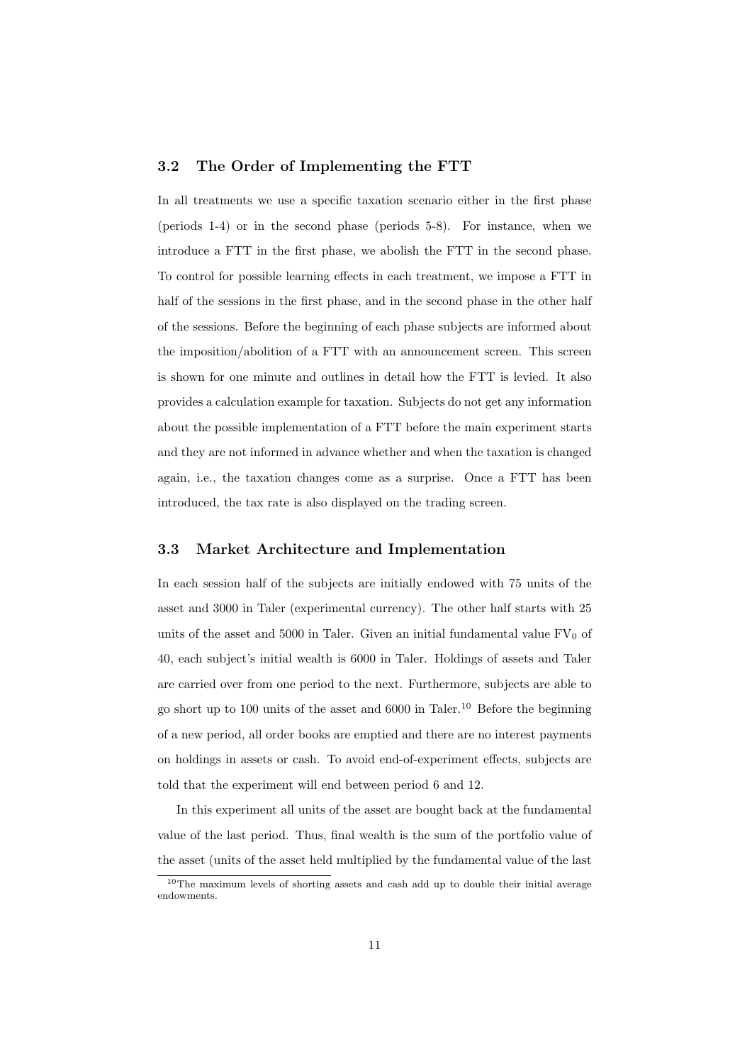### 3.2 The Order of Implementing the FTT

In all treatments we use a specific taxation scenario either in the first phase (periods 1-4) or in the second phase (periods 5-8). For instance, when we introduce a FTT in the first phase, we abolish the FTT in the second phase. To control for possible learning effects in each treatment, we impose a FTT in half of the sessions in the first phase, and in the second phase in the other half of the sessions. Before the beginning of each phase subjects are informed about the imposition/abolition of a FTT with an announcement screen. This screen is shown for one minute and outlines in detail how the FTT is levied. It also provides a calculation example for taxation. Subjects do not get any information about the possible implementation of a FTT before the main experiment starts and they are not informed in advance whether and when the taxation is changed again, i.e., the taxation changes come as a surprise. Once a FTT has been introduced, the tax rate is also displayed on the trading screen.

### 3.3 Market Architecture and Implementation

In each session half of the subjects are initially endowed with 75 units of the asset and 3000 in Taler (experimental currency). The other half starts with 25 units of the asset and 5000 in Taler. Given an initial fundamental value $FV_0$ of 40, each subject's initial wealth is 6000 in Taler. Holdings of assets and Taler are carried over from one period to the next. Furthermore, subjects are able to go short up to 100 units of the asset and 6000 in Taler.[10] Before the beginning of a new period, all order books are emptied and there are no interest payments on holdings in assets or cash. To avoid end-of-experiment effects, subjects are told that the experiment will end between period 6 and 12.

In this experiment all units of the asset are bought back at the fundamental value of the last period. Thus, final wealth is the sum of the portfolio value of the asset (units of the asset held multiplied by the fundamental value of the last

[10] The maximum levels of shorting assets and cash add up to double their initial average endowments.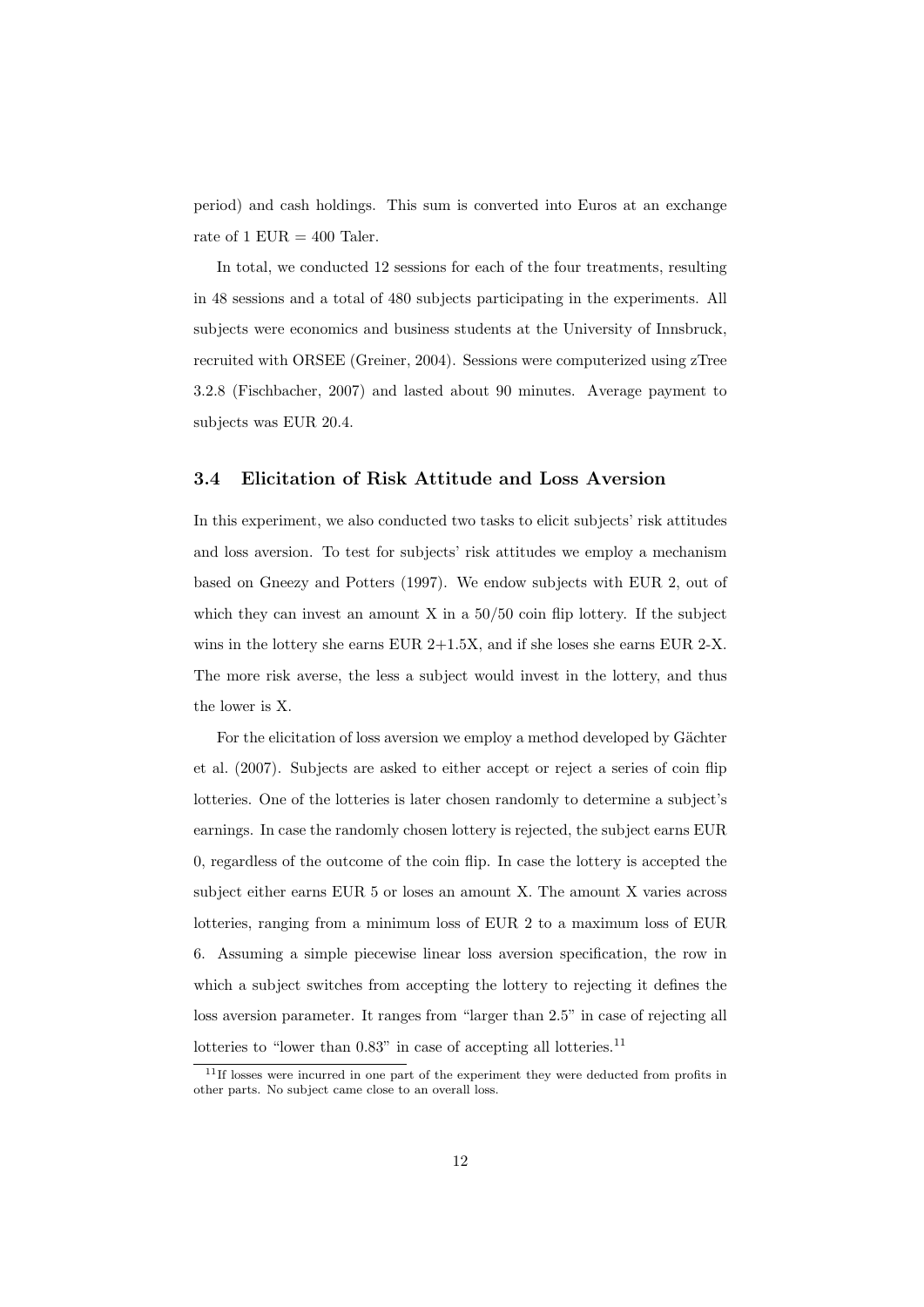period) and cash holdings. This sum is converted into Euros at an exchange rate of 1 EUR = 400 Taler.

In total, we conducted 12 sessions for each of the four treatments, resulting in 48 sessions and a total of 480 subjects participating in the experiments. All subjects were economics and business students at the University of Innsbruck, recruited with ORSEE (Greiner, 2004). Sessions were computerized using zTree 3.2.8 (Fischbacher, 2007) and lasted about 90 minutes. Average payment to subjects was EUR 20.4.

### 3.4 Elicitation of Risk Attitude and Loss Aversion

In this experiment, we also conducted two tasks to elicit subjects' risk attitudes and loss aversion. To test for subjects' risk attitudes we employ a mechanism based on Gneezy and Potters (1997). We endow subjects with EUR 2, out of which they can invest an amount X in a 50/50 coin flip lottery. If the subject wins in the lottery she earns EUR 2+1.5X, and if she loses she earns EUR 2-X. The more risk averse, the less a subject would invest in the lottery, and thus the lower is X.

For the elicitation of loss aversion we employ a method developed by Gächter et al. (2007). Subjects are asked to either accept or reject a series of coin flip lotteries. One of the lotteries is later chosen randomly to determine a subject's earnings. In case the randomly chosen lottery is rejected, the subject earns EUR 0, regardless of the outcome of the coin flip. In case the lottery is accepted the subject either earns EUR 5 or loses an amount X. The amount X varies across lotteries, ranging from a minimum loss of EUR 2 to a maximum loss of EUR 6. Assuming a simple piecewise linear loss aversion specification, the row in which a subject switches from accepting the lottery to rejecting it defines the loss aversion parameter. It ranges from "larger than 2.5" in case of rejecting all lotteries to "lower than 0.83" in case of accepting all lotteries.[11]

[11] If losses were incurred in one part of the experiment they were deducted from profits in other parts. No subject came close to an overall loss.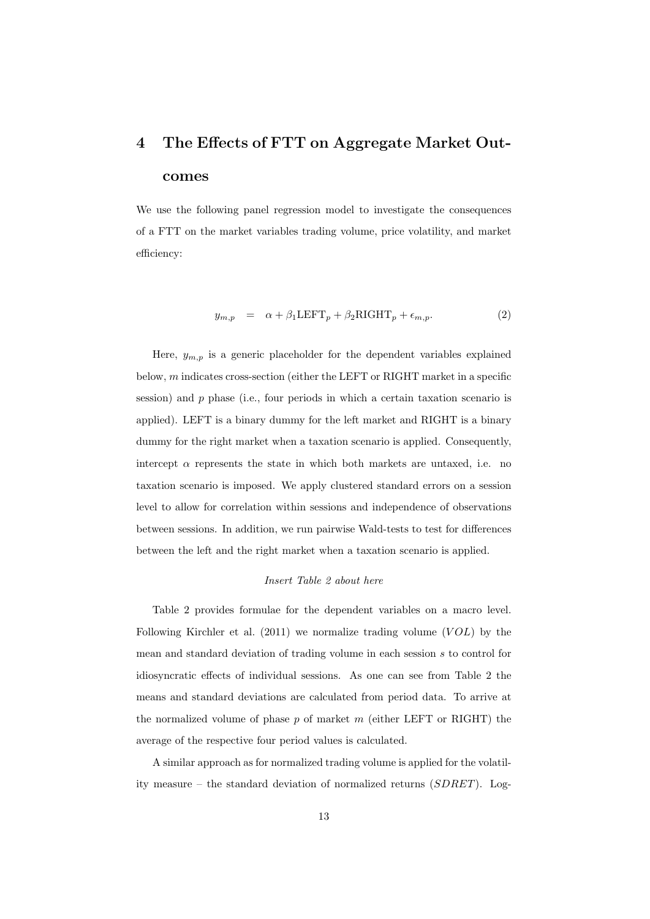# 4 The Effects of FTT on Aggregate Market Outcomes

We use the following panel regression model to investigate the consequences of a FTT on the market variables trading volume, price volatility, and market efficiency:

$$y_{m,p} \quad = \quad \alpha + \beta_1 \text{LEFT}_p + \beta_2 \text{RIGHT}_p + \epsilon_{m,p}. \tag{2}$$

Here, $y_{m,p}$ is a generic placeholder for the dependent variables explained below, $m$ indicates cross-section (either the LEFT or RIGHT market in a specific session) and $p$ phase (i.e., four periods in which a certain taxation scenario is applied). LEFT is a binary dummy for the left market and RIGHT is a binary dummy for the right market when a taxation scenario is applied. Consequently, intercept $\alpha$ represents the state in which both markets are untaxed, i.e. no taxation scenario is imposed. We apply clustered standard errors on a session level to allow for correlation within sessions and independence of observations between sessions. In addition, we run pairwise Wald-tests to test for differences between the left and the right market when a taxation scenario is applied.

*Insert Table 2 about here*

Table 2 provides formulae for the dependent variables on a macro level. Following Kirchler et al. (2011) we normalize trading volume ($VOL$) by the mean and standard deviation of trading volume in each session $s$ to control for idiosyncratic effects of individual sessions. As one can see from Table 2 the means and standard deviations are calculated from period data. To arrive at the normalized volume of phase $p$ of market $m$ (either LEFT or RIGHT) the average of the respective four period values is calculated.

A similar approach as for normalized trading volume is applied for the volatility measure – the standard deviation of normalized returns ($SDRET$). Log-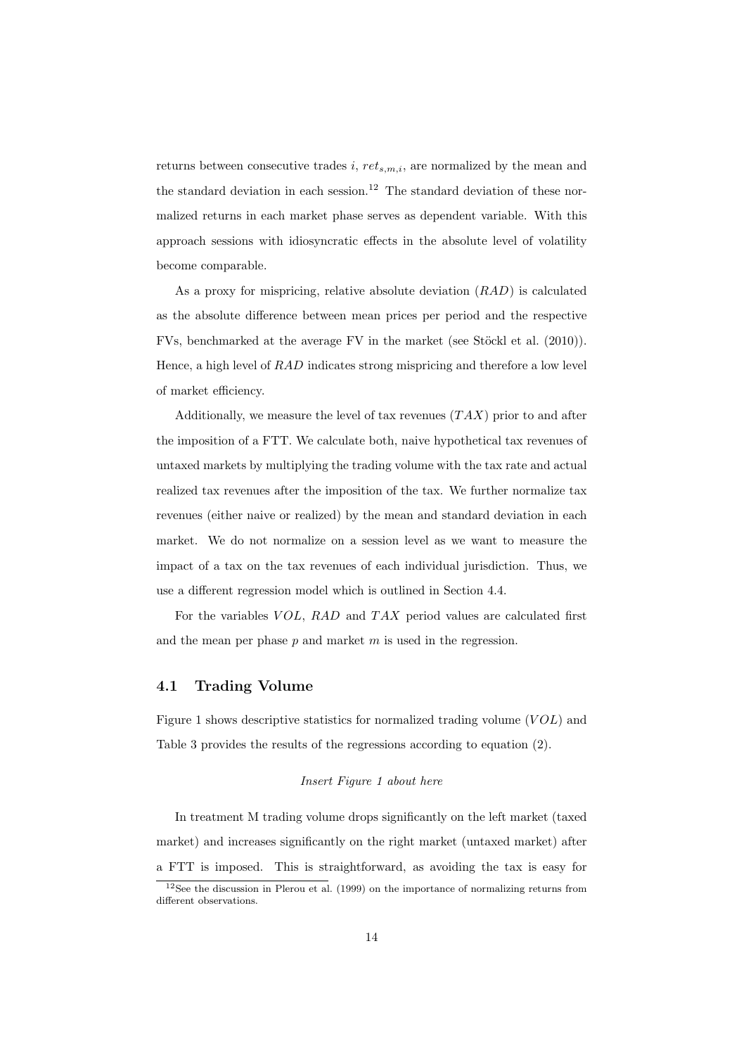returns between consecutive trades $i$, $ret_{s,m,i}$, are normalized by the mean and the standard deviation in each session.[12] The standard deviation of these normalized returns in each market phase serves as dependent variable. With this approach sessions with idiosyncratic effects in the absolute level of volatility become comparable.

As a proxy for mispricing, relative absolute deviation ($RAD$) is calculated as the absolute difference between mean prices per period and the respective FVs, benchmarked at the average FV in the market (see Stöckl et al. (2010)). Hence, a high level of $RAD$ indicates strong mispricing and therefore a low level of market efficiency.

Additionally, we measure the level of tax revenues ($TAX$) prior to and after the imposition of a FTT. We calculate both, naive hypothetical tax revenues of untaxed markets by multiplying the trading volume with the tax rate and actual realized tax revenues after the imposition of the tax. We further normalize tax revenues (either naive or realized) by the mean and standard deviation in each market. We do not normalize on a session level as we want to measure the impact of a tax on the tax revenues of each individual jurisdiction. Thus, we use a different regression model which is outlined in Section 4.4.

For the variables $VOL$, $RAD$ and $TAX$ period values are calculated first and the mean per phase $p$ and market $m$ is used in the regression.

## 4.1 Trading Volume

Figure 1 shows descriptive statistics for normalized trading volume ($VOL$) and Table 3 provides the results of the regressions according to equation (2).

*Insert Figure 1 about here*

In treatment M trading volume drops significantly on the left market (taxed market) and increases significantly on the right market (untaxed market) after a FTT is imposed. This is straightforward, as avoiding the tax is easy for

[12] See the discussion in Plerou et al. (1999) on the importance of normalizing returns from different observations.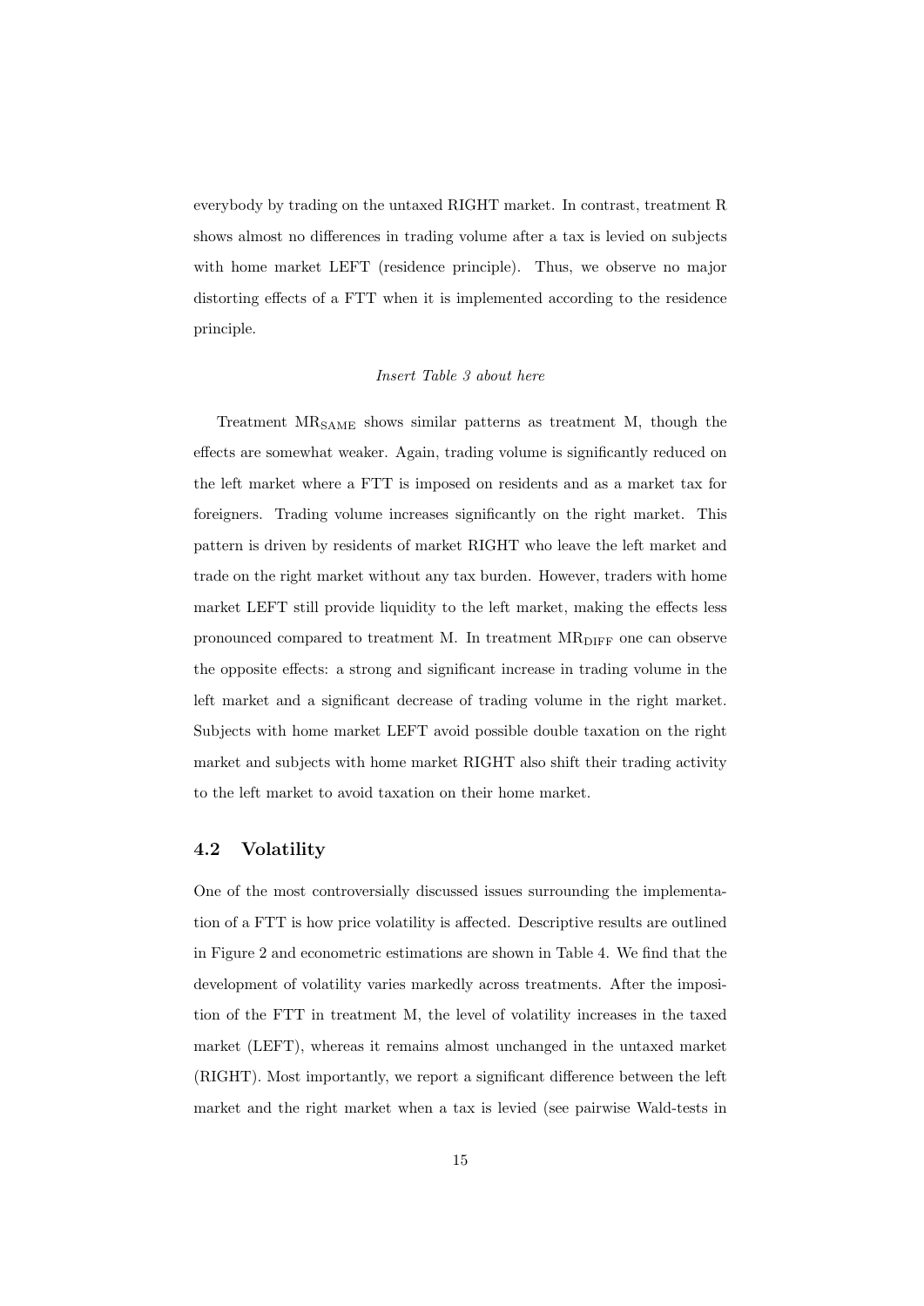everybody by trading on the untaxed RIGHT market. In contrast, treatment R shows almost no differences in trading volume after a tax is levied on subjects with home market LEFT (residence principle). Thus, we observe no major distorting effects of a FTT when it is implemented according to the residence principle.

*Insert Table 3 about here*

Treatment $MR_{SAME}$ shows similar patterns as treatment M, though the effects are somewhat weaker. Again, trading volume is significantly reduced on the left market where a FTT is imposed on residents and as a market tax for foreigners. Trading volume increases significantly on the right market. This pattern is driven by residents of market RIGHT who leave the left market and trade on the right market without any tax burden. However, traders with home market LEFT still provide liquidity to the left market, making the effects less pronounced compared to treatment M. In treatment $MR_{DIFF}$ one can observe the opposite effects: a strong and significant increase in trading volume in the left market and a significant decrease of trading volume in the right market. Subjects with home market LEFT avoid possible double taxation on the right market and subjects with home market RIGHT also shift their trading activity to the left market to avoid taxation on their home market.

### 4.2 Volatility

One of the most controversially discussed issues surrounding the implementation of a FTT is how price volatility is affected. Descriptive results are outlined in Figure 2 and econometric estimations are shown in Table 4. We find that the development of volatility varies markedly across treatments. After the imposition of the FTT in treatment M, the level of volatility increases in the taxed market (LEFT), whereas it remains almost unchanged in the untaxed market (RIGHT). Most importantly, we report a significant difference between the left market and the right market when a tax is levied (see pairwise Wald-tests in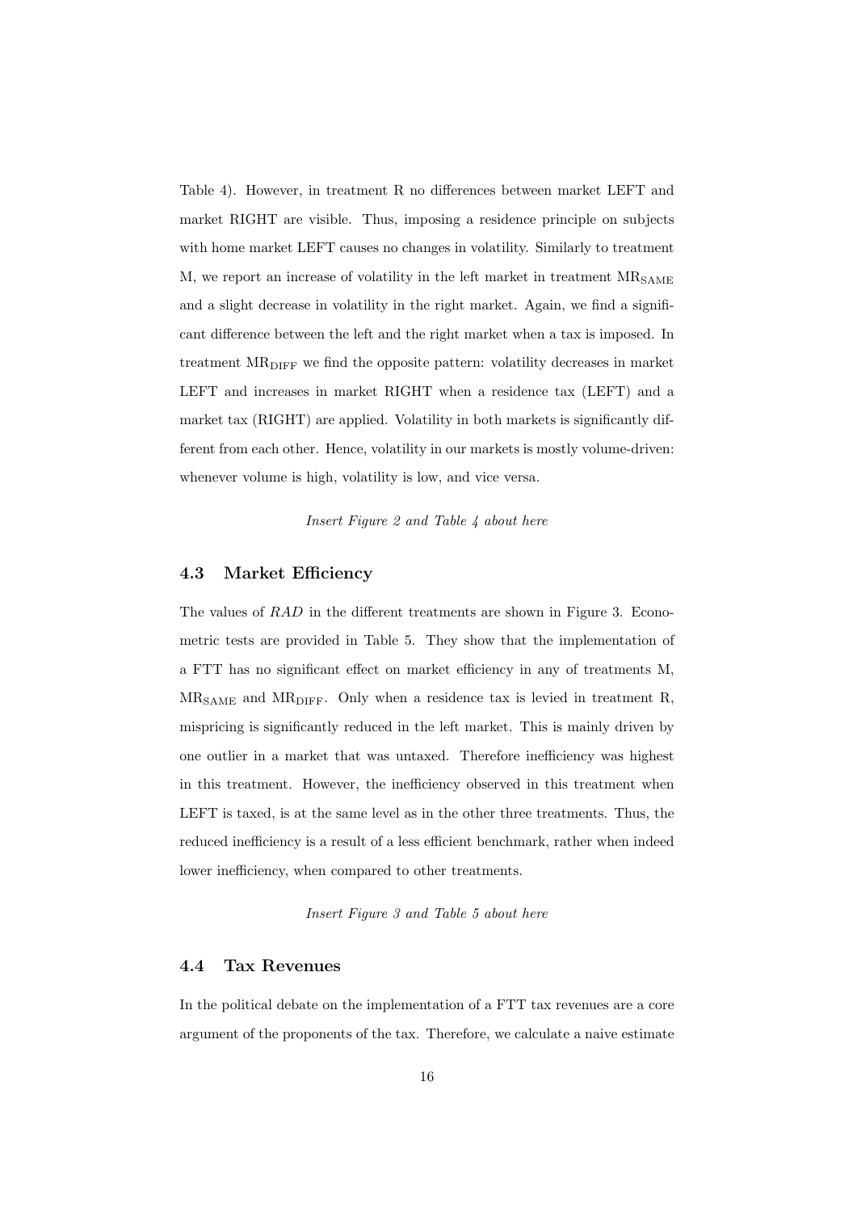Table 4). However, in treatment R no differences between market LEFT and market RIGHT are visible. Thus, imposing a residence principle on subjects with home market LEFT causes no changes in volatility. Similarly to treatment M, we report an increase of volatility in the left market in treatment $MR_{SAME}$ and a slight decrease in volatility in the right market. Again, we find a significant difference between the left and the right market when a tax is imposed. In treatment $MR_{DIFF}$ we find the opposite pattern: volatility decreases in market LEFT and increases in market RIGHT when a residence tax (LEFT) and a market tax (RIGHT) are applied. Volatility in both markets is significantly different from each other. Hence, volatility in our markets is mostly volume-driven: whenever volume is high, volatility is low, and vice versa.

*Insert Figure 2 and Table 4 about here*

### 4.3 Market Efficiency

The values of *RAD* in the different treatments are shown in Figure 3. Econometric tests are provided in Table 5. They show that the implementation of a FTT has no significant effect on market efficiency in any of treatments M, $MR_{SAME}$ and $MR_{DIFF}$. Only when a residence tax is levied in treatment R, mispricing is significantly reduced in the left market. This is mainly driven by one outlier in a market that was untaxed. Therefore inefficiency was highest in this treatment. However, the inefficiency observed in this treatment when LEFT is taxed, is at the same level as in the other three treatments. Thus, the reduced inefficiency is a result of a less efficient benchmark, rather when indeed lower inefficiency, when compared to other treatments.

*Insert Figure 3 and Table 5 about here*

### 4.4 Tax Revenues

In the political debate on the implementation of a FTT tax revenues are a core argument of the proponents of the tax. Therefore, we calculate a naive estimate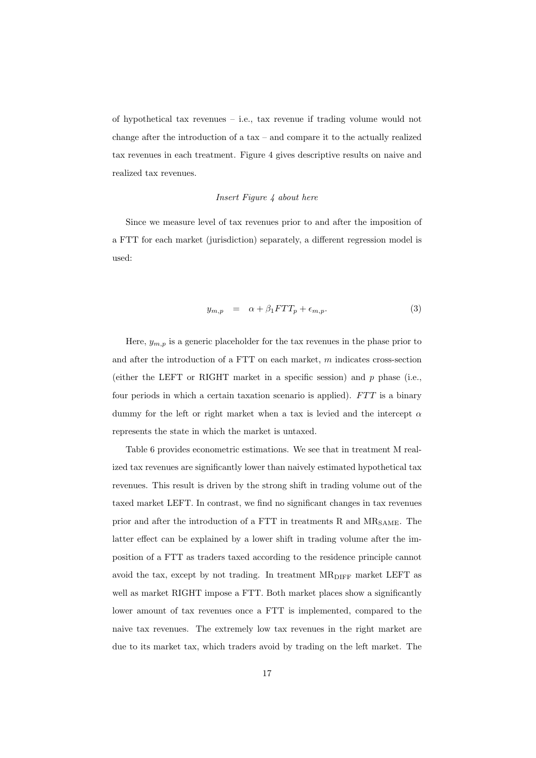of hypothetical tax revenues – i.e., tax revenue if trading volume would not change after the introduction of a tax – and compare it to the actually realized tax revenues in each treatment. Figure 4 gives descriptive results on naive and realized tax revenues.

*Insert Figure 4 about here*

Since we measure level of tax revenues prior to and after the imposition of a FTT for each market (jurisdiction) separately, a different regression model is used:

$$y_{m,p} \quad = \quad \alpha + \beta_1 FTT_p + \epsilon_{m,p}. \tag{3}$$

Here, $y_{m,p}$ is a generic placeholder for the tax revenues in the phase prior to and after the introduction of a FTT on each market, $m$ indicates cross-section (either the LEFT or RIGHT market in a specific session) and $p$ phase (i.e., four periods in which a certain taxation scenario is applied). $FTT$ is a binary dummy for the left or right market when a tax is levied and the intercept $\alpha$ represents the state in which the market is untaxed.

Table 6 provides econometric estimations. We see that in treatment M realized tax revenues are significantly lower than naively estimated hypothetical tax revenues. This result is driven by the strong shift in trading volume out of the taxed market LEFT. In contrast, we find no significant changes in tax revenues prior and after the introduction of a FTT in treatments R and $\text{MR}_{\text{SAME}}$. The latter effect can be explained by a lower shift in trading volume after the imposition of a FTT as traders taxed according to the residence principle cannot avoid the tax, except by not trading. In treatment $\text{MR}_{\text{DIFF}}$ market LEFT as well as market RIGHT impose a FTT. Both market places show a significantly lower amount of tax revenues once a FTT is implemented, compared to the naive tax revenues. The extremely low tax revenues in the right market are due to its market tax, which traders avoid by trading on the left market. The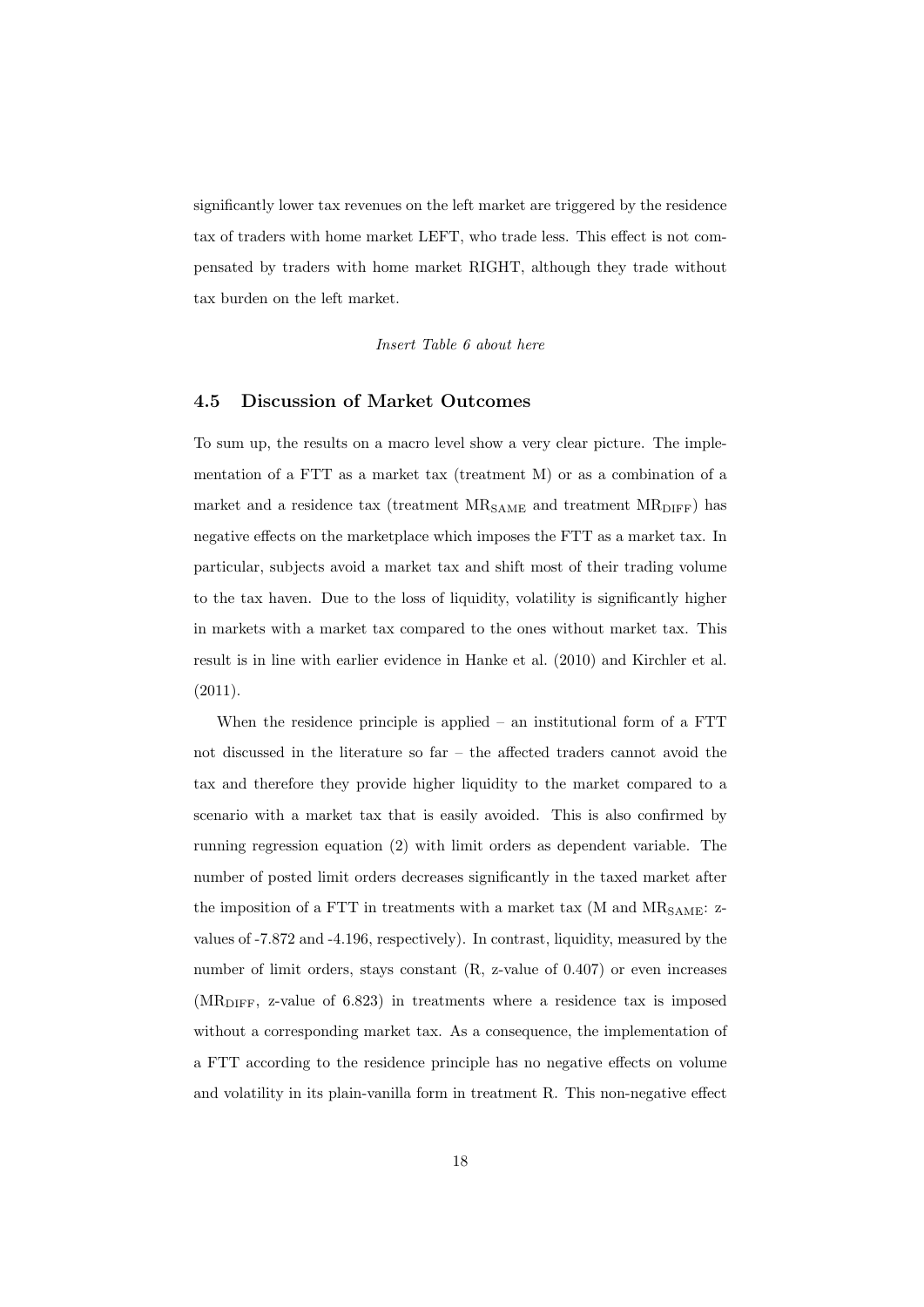significantly lower tax revenues on the left market are triggered by the residence tax of traders with home market LEFT, who trade less. This effect is not compensated by traders with home market RIGHT, although they trade without tax burden on the left market.

*Insert Table 6 about here*

### 4.5 Discussion of Market Outcomes

To sum up, the results on a macro level show a very clear picture. The implementation of a FTT as a market tax (treatment M) or as a combination of a market and a residence tax (treatment $MR_{SAME}$ and treatment $MR_{DIFF}$) has negative effects on the marketplace which imposes the FTT as a market tax. In particular, subjects avoid a market tax and shift most of their trading volume to the tax haven. Due to the loss of liquidity, volatility is significantly higher in markets with a market tax compared to the ones without market tax. This result is in line with earlier evidence in Hanke et al. (2010) and Kirchler et al. (2011).

When the residence principle is applied – an institutional form of a FTT not discussed in the literature so far – the affected traders cannot avoid the tax and therefore they provide higher liquidity to the market compared to a scenario with a market tax that is easily avoided. This is also confirmed by running regression equation (2) with limit orders as dependent variable. The number of posted limit orders decreases significantly in the taxed market after the imposition of a FTT in treatments with a market tax (M and $MR_{SAME}$: z-values of -7.872 and -4.196, respectively). In contrast, liquidity, measured by the number of limit orders, stays constant (R, z-value of 0.407) or even increases ($MR_{DIFF}$, z-value of 6.823) in treatments where a residence tax is imposed without a corresponding market tax. As a consequence, the implementation of a FTT according to the residence principle has no negative effects on volume and volatility in its plain-vanilla form in treatment R. This non-negative effect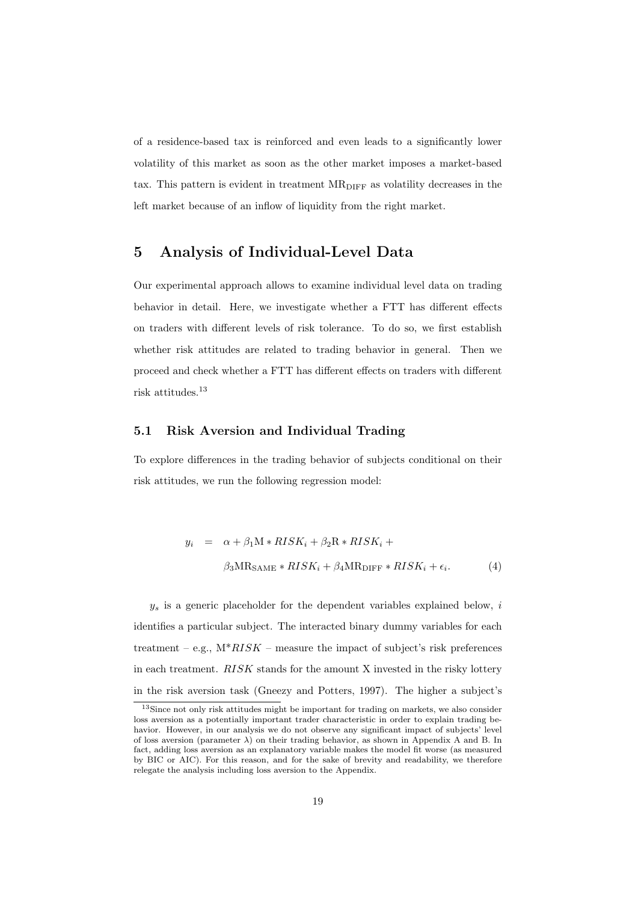of a residence-based tax is reinforced and even leads to a significantly lower volatility of this market as soon as the other market imposes a market-based tax. This pattern is evident in treatment $\text{MR}_{\text{DIFF}}$ as volatility decreases in the left market because of an inflow of liquidity from the right market.

# 5 Analysis of Individual-Level Data

Our experimental approach allows to examine individual level data on trading behavior in detail. Here, we investigate whether a FTT has different effects on traders with different levels of risk tolerance. To do so, we first establish whether risk attitudes are related to trading behavior in general. Then we proceed and check whether a FTT has different effects on traders with different risk attitudes.[13]

## 5.1 Risk Aversion and Individual Trading

To explore differences in the trading behavior of subjects conditional on their risk attitudes, we run the following regression model:

$$
\begin{aligned}
y_i \quad = \quad & \alpha + \beta_1 \text{M} * RISK_i + \beta_2 \text{R} * RISK_i + \\
& \beta_3 \text{MR}_{\text{SAME}} * RISK_i + \beta_4 \text{MR}_{\text{DIFF}} * RISK_i + \epsilon_i. \qquad (4)
\end{aligned}
$$

$y_s$ is a generic placeholder for the dependent variables explained below, $i$ identifies a particular subject. The interacted binary dummy variables for each treatment – e.g., M\*$RISK$ – measure the impact of subject's risk preferences in each treatment. $RISK$ stands for the amount X invested in the risky lottery in the risk aversion task (Gneezy and Potters, 1997). The higher a subject's

[13] Since not only risk attitudes might be important for trading on markets, we also consider loss aversion as a potentially important trader characteristic in order to explain trading behavior. However, in our analysis we do not observe any significant impact of subjects' level of loss aversion (parameter $\lambda$) on their trading behavior, as shown in Appendix A and B. In fact, adding loss aversion as an explanatory variable makes the model fit worse (as measured by BIC or AIC). For this reason, and for the sake of brevity and readability, we therefore relegate the analysis including loss aversion to the Appendix.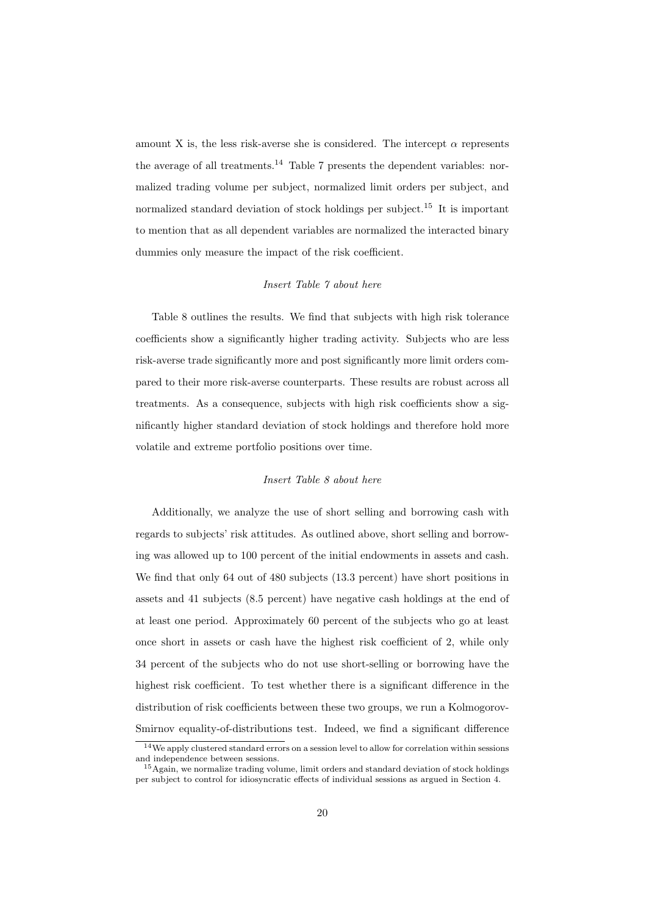amount X is, the less risk-averse she is considered. The intercept $\alpha$ represents the average of all treatments.[14] Table 7 presents the dependent variables: normalized trading volume per subject, normalized limit orders per subject, and normalized standard deviation of stock holdings per subject.[15] It is important to mention that as all dependent variables are normalized the interacted binary dummies only measure the impact of the risk coefficient.

*Insert Table 7 about here*

Table 8 outlines the results. We find that subjects with high risk tolerance coefficients show a significantly higher trading activity. Subjects who are less risk-averse trade significantly more and post significantly more limit orders compared to their more risk-averse counterparts. These results are robust across all treatments. As a consequence, subjects with high risk coefficients show a significantly higher standard deviation of stock holdings and therefore hold more volatile and extreme portfolio positions over time.

*Insert Table 8 about here*

Additionally, we analyze the use of short selling and borrowing cash with regards to subjects' risk attitudes. As outlined above, short selling and borrowing was allowed up to 100 percent of the initial endowments in assets and cash. We find that only 64 out of 480 subjects (13.3 percent) have short positions in assets and 41 subjects (8.5 percent) have negative cash holdings at the end of at least one period. Approximately 60 percent of the subjects who go at least once short in assets or cash have the highest risk coefficient of 2, while only 34 percent of the subjects who do not use short-selling or borrowing have the highest risk coefficient. To test whether there is a significant difference in the distribution of risk coefficients between these two groups, we run a Kolmogorov-Smirnov equality-of-distributions test. Indeed, we find a significant difference

---

[14] We apply clustered standard errors on a session level to allow for correlation within sessions and independence between sessions.

[15] Again, we normalize trading volume, limit orders and standard deviation of stock holdings per subject to control for idiosyncratic effects of individual sessions as argued in Section 4.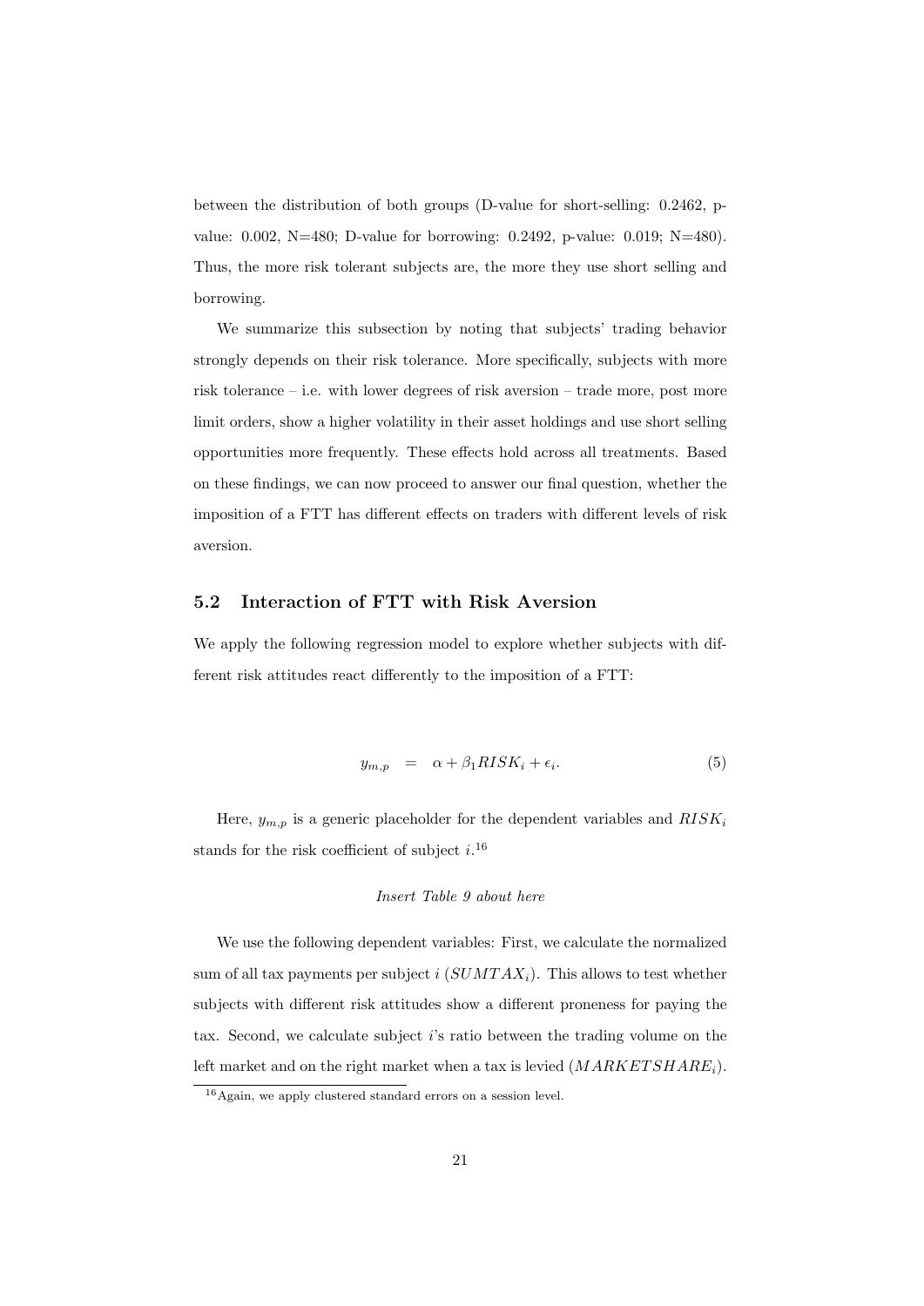between the distribution of both groups (D-value for short-selling: 0.2462, p-value: 0.002, N=480; D-value for borrowing: 0.2492, p-value: 0.019; N=480). Thus, the more risk tolerant subjects are, the more they use short selling and borrowing.

We summarize this subsection by noting that subjects' trading behavior strongly depends on their risk tolerance. More specifically, subjects with more risk tolerance – i.e. with lower degrees of risk aversion – trade more, post more limit orders, show a higher volatility in their asset holdings and use short selling opportunities more frequently. These effects hold across all treatments. Based on these findings, we can now proceed to answer our final question, whether the imposition of a FTT has different effects on traders with different levels of risk aversion.

## 5.2 Interaction of FTT with Risk Aversion

We apply the following regression model to explore whether subjects with different risk attitudes react differently to the imposition of a FTT:

$$y_{m,p} \quad = \quad \alpha + \beta_1 RISK_i + \epsilon_i. \tag{5}$$

Here, $y_{m,p}$ is a generic placeholder for the dependent variables and $RISK_i$ stands for the risk coefficient of subject $i$.[16]

*Insert Table 9 about here*

We use the following dependent variables: First, we calculate the normalized sum of all tax payments per subject $i$ ($SUMTAX_i$). This allows to test whether subjects with different risk attitudes show a different proneness for paying the tax. Second, we calculate subject $i$'s ratio between the trading volume on the left market and on the right market when a tax is levied ($MARKETSHARE_i$).

[16] Again, we apply clustered standard errors on a session level.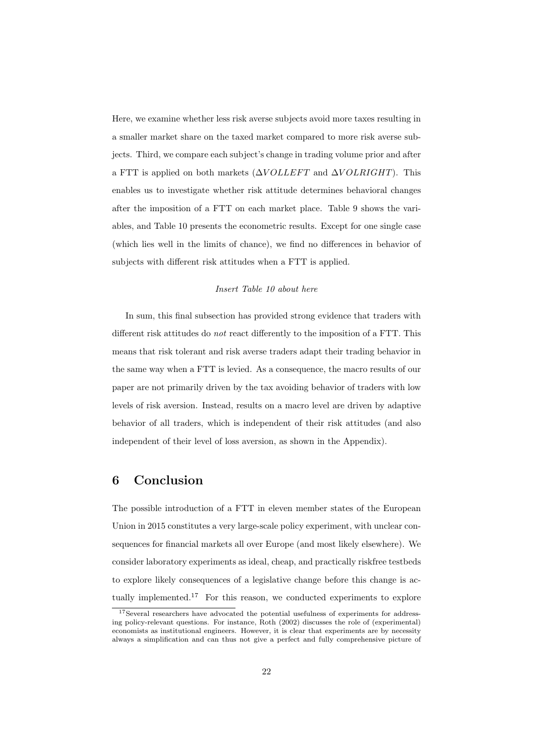Here, we examine whether less risk averse subjects avoid more taxes resulting in a smaller market share on the taxed market compared to more risk averse subjects. Third, we compare each subject's change in trading volume prior and after a FTT is applied on both markets ($\Delta VOLLEFT$ and $\Delta VOLRIGHT$). This enables us to investigate whether risk attitude determines behavioral changes after the imposition of a FTT on each market place. Table 9 shows the variables, and Table 10 presents the econometric results. Except for one single case (which lies well in the limits of chance), we find no differences in behavior of subjects with different risk attitudes when a FTT is applied.

*Insert Table 10 about here*

In sum, this final subsection has provided strong evidence that traders with different risk attitudes do *not* react differently to the imposition of a FTT. This means that risk tolerant and risk averse traders adapt their trading behavior in the same way when a FTT is levied. As a consequence, the macro results of our paper are not primarily driven by the tax avoiding behavior of traders with low levels of risk aversion. Instead, results on a macro level are driven by adaptive behavior of all traders, which is independent of their risk attitudes (and also independent of their level of loss aversion, as shown in the Appendix).

# 6 Conclusion

The possible introduction of a FTT in eleven member states of the European Union in 2015 constitutes a very large-scale policy experiment, with unclear consequences for financial markets all over Europe (and most likely elsewhere). We consider laboratory experiments as ideal, cheap, and practically riskfree testbeds to explore likely consequences of a legislative change before this change is actually implemented.[17] For this reason, we conducted experiments to explore

[17] Several researchers have advocated the potential usefulness of experiments for addressing policy-relevant questions. For instance, Roth (2002) discusses the role of (experimental) economists as institutional engineers. However, it is clear that experiments are by necessity always a simplification and can thus not give a perfect and fully comprehensive picture of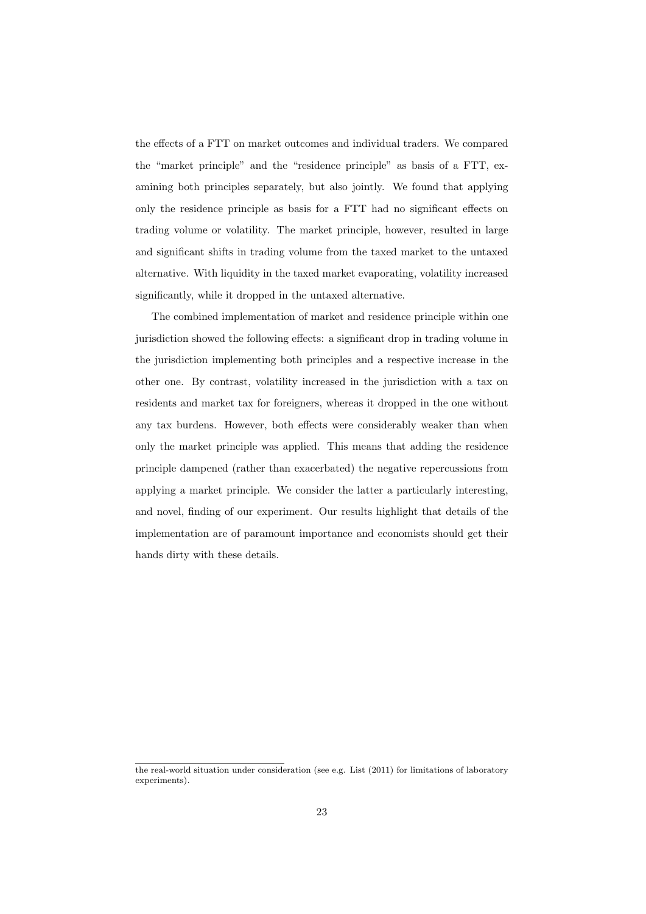the effects of a FTT on market outcomes and individual traders. We compared the "market principle" and the "residence principle" as basis of a FTT, examining both principles separately, but also jointly. We found that applying only the residence principle as basis for a FTT had no significant effects on trading volume or volatility. The market principle, however, resulted in large and significant shifts in trading volume from the taxed market to the untaxed alternative. With liquidity in the taxed market evaporating, volatility increased significantly, while it dropped in the untaxed alternative.

The combined implementation of market and residence principle within one jurisdiction showed the following effects: a significant drop in trading volume in the jurisdiction implementing both principles and a respective increase in the other one. By contrast, volatility increased in the jurisdiction with a tax on residents and market tax for foreigners, whereas it dropped in the one without any tax burdens. However, both effects were considerably weaker than when only the market principle was applied. This means that adding the residence principle dampened (rather than exacerbated) the negative repercussions from applying a market principle. We consider the latter a particularly interesting, and novel, finding of our experiment. Our results highlight that details of the implementation are of paramount importance and economists should get their hands dirty with these details.

the real-world situation under consideration (see e.g. List (2011) for limitations of laboratory experiments).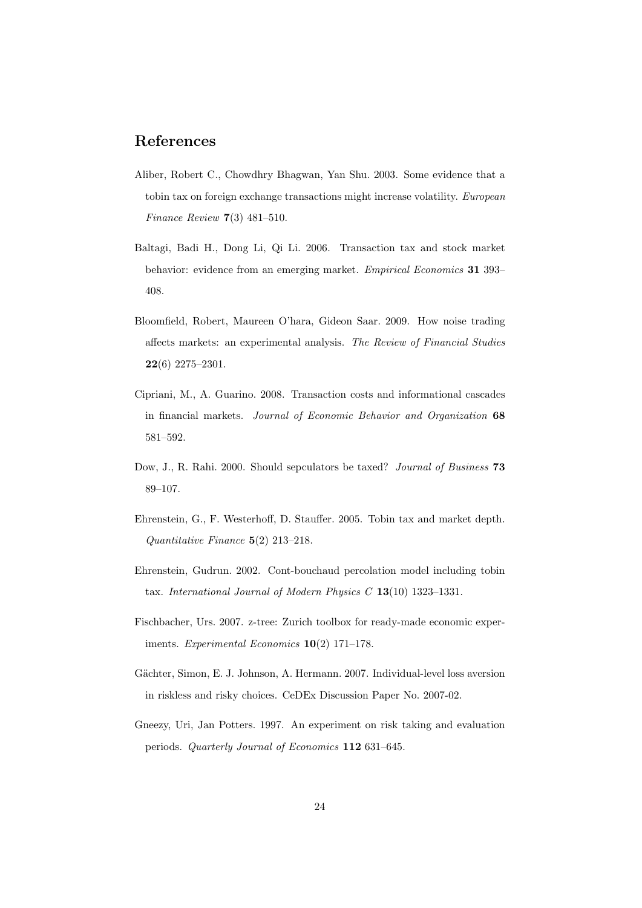## References

Aliber, Robert C., Chowdhry Bhagwan, Yan Shu. 2003. Some evidence that a tobin tax on foreign exchange transactions might increase volatility. *European Finance Review* **7**(3) 481–510.

Baltagi, Badi H., Dong Li, Qi Li. 2006. Transaction tax and stock market behavior: evidence from an emerging market. *Empirical Economics* **31** 393–408.

Bloomfield, Robert, Maureen O'hara, Gideon Saar. 2009. How noise trading affects markets: an experimental analysis. *The Review of Financial Studies* **22**(6) 2275–2301.

Cipriani, M., A. Guarino. 2008. Transaction costs and informational cascades in financial markets. *Journal of Economic Behavior and Organization* **68** 581–592.

Dow, J., R. Rahi. 2000. Should sepculators be taxed? *Journal of Business* **73** 89–107.

Ehrenstein, G., F. Westerhoff, D. Stauffer. 2005. Tobin tax and market depth. *Quantitative Finance* **5**(2) 213–218.

Ehrenstein, Gudrun. 2002. Cont-bouchaud percolation model including tobin tax. *International Journal of Modern Physics C* **13**(10) 1323–1331.

Fischbacher, Urs. 2007. z-tree: Zurich toolbox for ready-made economic experiments. *Experimental Economics* **10**(2) 171–178.

Gächter, Simon, E. J. Johnson, A. Hermann. 2007. Individual-level loss aversion in riskless and risky choices. CeDEx Discussion Paper No. 2007-02.

Gneezy, Uri, Jan Potters. 1997. An experiment on risk taking and evaluation periods. *Quarterly Journal of Economics* **112** 631–645.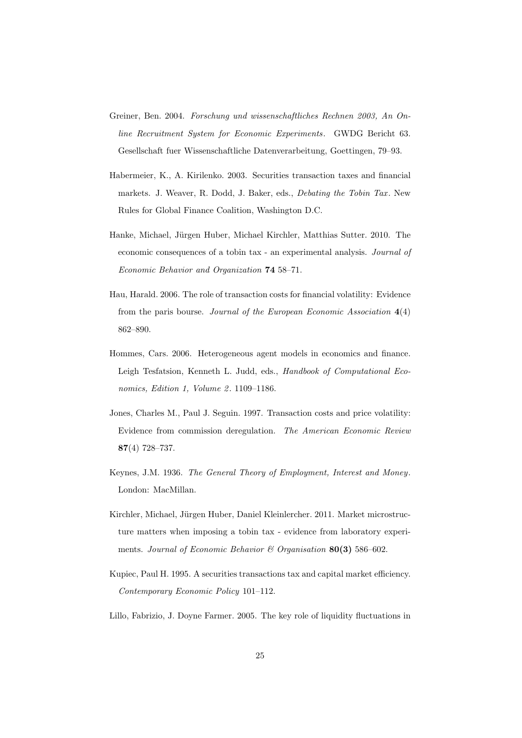Greiner, Ben. 2004. *Forschung und wissenschaftliches Rechnen 2003, An Online Recruitment System for Economic Experiments*. GWDG Bericht 63. Gesellschaft fuer Wissenschaftliche Datenverarbeitung, Goettingen, 79–93.

Habermeier, K., A. Kirilenko. 2003. Securities transaction taxes and financial markets. J. Weaver, R. Dodd, J. Baker, eds., *Debating the Tobin Tax*. New Rules for Global Finance Coalition, Washington D.C.

Hanke, Michael, Jürgen Huber, Michael Kirchler, Matthias Sutter. 2010. The economic consequences of a tobin tax - an experimental analysis. *Journal of Economic Behavior and Organization* **74** 58–71.

Hau, Harald. 2006. The role of transaction costs for financial volatility: Evidence from the paris bourse. *Journal of the European Economic Association* **4**(4) 862–890.

Hommes, Cars. 2006. Heterogeneous agent models in economics and finance. Leigh Tesfatsion, Kenneth L. Judd, eds., *Handbook of Computational Economics, Edition 1, Volume 2*. 1109–1186.

Jones, Charles M., Paul J. Seguin. 1997. Transaction costs and price volatility: Evidence from commission deregulation. *The American Economic Review* **87**(4) 728–737.

Keynes, J.M. 1936. *The General Theory of Employment, Interest and Money*. London: MacMillan.

Kirchler, Michael, Jürgen Huber, Daniel Kleinlercher. 2011. Market microstructure matters when imposing a tobin tax - evidence from laboratory experiments. *Journal of Economic Behavior & Organisation* **80(3)** 586–602.

Kupiec, Paul H. 1995. A securities transactions tax and capital market efficiency. *Contemporary Economic Policy* 101–112.

Lillo, Fabrizio, J. Doyne Farmer. 2005. The key role of liquidity fluctuations in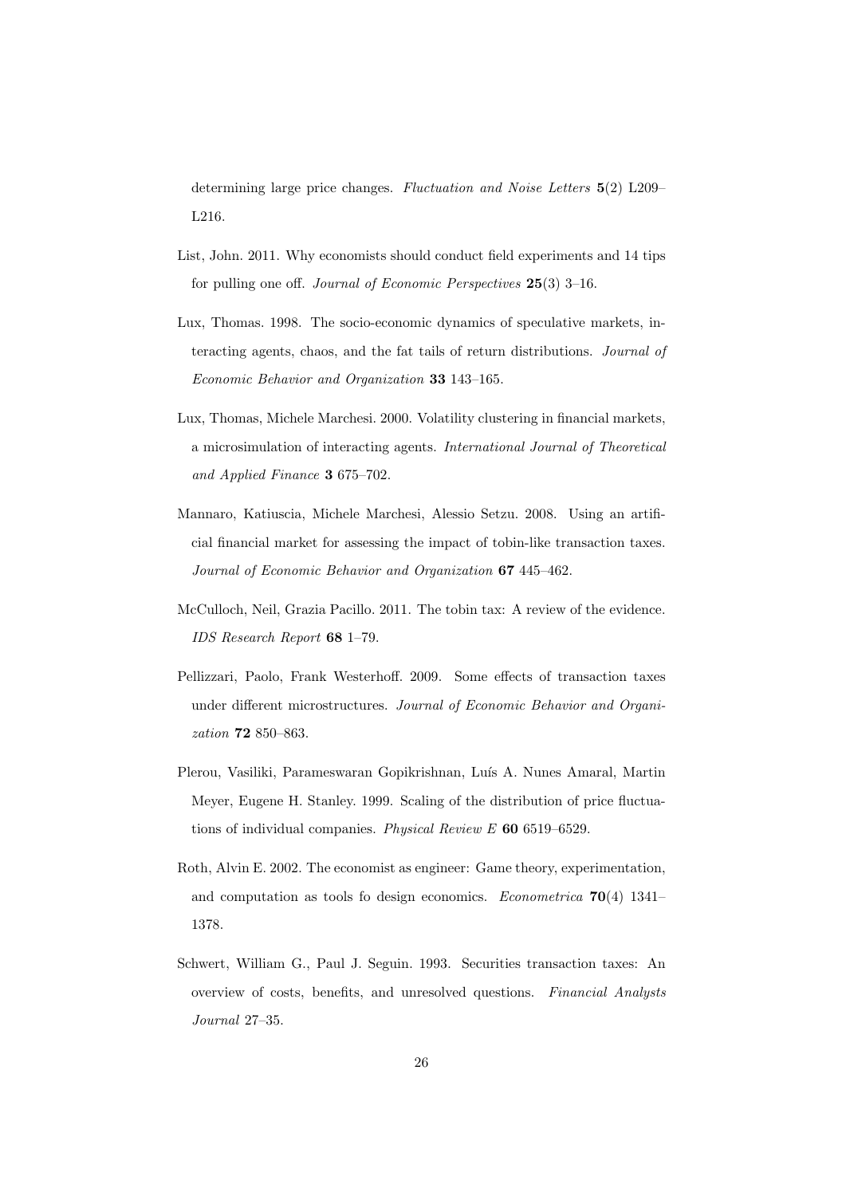determining large price changes. *Fluctuation and Noise Letters* **5**(2) L209–L216.

List, John. 2011. Why economists should conduct field experiments and 14 tips for pulling one off. *Journal of Economic Perspectives* **25**(3) 3–16.

Lux, Thomas. 1998. The socio-economic dynamics of speculative markets, interacting agents, chaos, and the fat tails of return distributions. *Journal of Economic Behavior and Organization* **33** 143–165.

Lux, Thomas, Michele Marchesi. 2000. Volatility clustering in financial markets, a microsimulation of interacting agents. *International Journal of Theoretical and Applied Finance* **3** 675–702.

Mannaro, Katiuscia, Michele Marchesi, Alessio Setzu. 2008. Using an artificial financial market for assessing the impact of tobin-like transaction taxes. *Journal of Economic Behavior and Organization* **67** 445–462.

McCulloch, Neil, Grazia Pacillo. 2011. The tobin tax: A review of the evidence. *IDS Research Report* **68** 1–79.

Pellizzari, Paolo, Frank Westerhoff. 2009. Some effects of transaction taxes under different microstructures. *Journal of Economic Behavior and Organization* **72** 850–863.

Plerou, Vasiliki, Parameswaran Gopikrishnan, Luís A. Nunes Amaral, Martin Meyer, Eugene H. Stanley. 1999. Scaling of the distribution of price fluctuations of individual companies. *Physical Review E* **60** 6519–6529.

Roth, Alvin E. 2002. The economist as engineer: Game theory, experimentation, and computation as tools fo design economics. *Econometrica* **70**(4) 1341–1378.

Schwert, William G., Paul J. Seguin. 1993. Securities transaction taxes: An overview of costs, benefits, and unresolved questions. *Financial Analysts Journal* 27–35.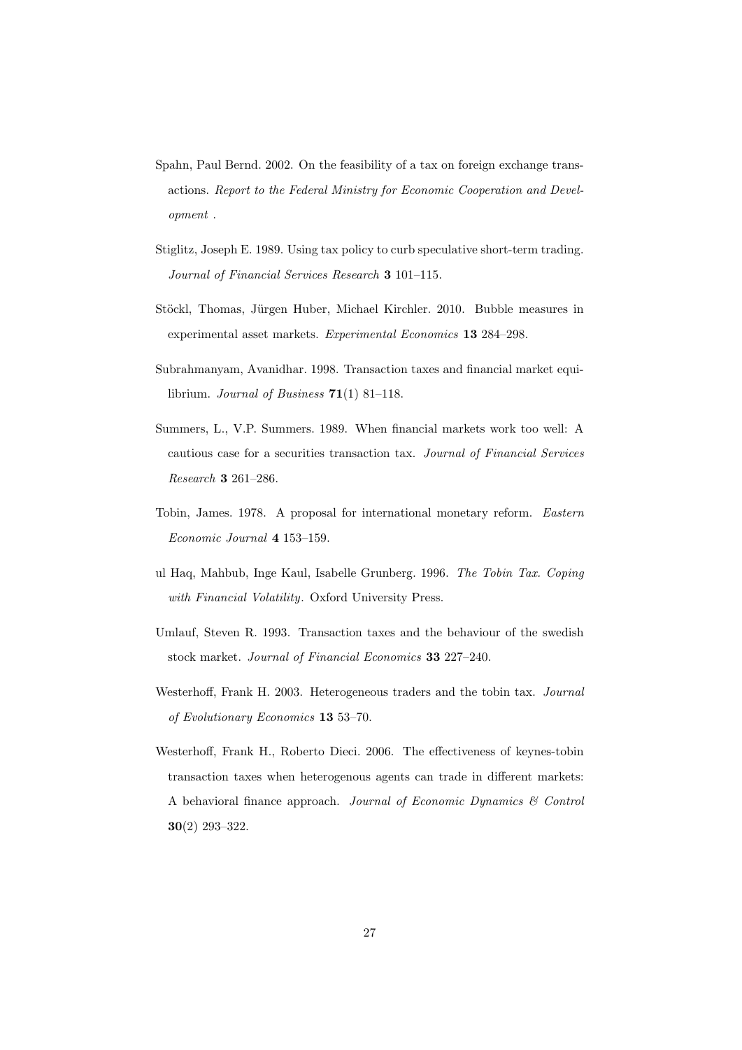Spahn, Paul Bernd. 2002. On the feasibility of a tax on foreign exchange transactions. *Report to the Federal Ministry for Economic Cooperation and Development* .

Stiglitz, Joseph E. 1989. Using tax policy to curb speculative short-term trading. *Journal of Financial Services Research* **3** 101–115.

Stöckl, Thomas, Jürgen Huber, Michael Kirchler. 2010. Bubble measures in experimental asset markets. *Experimental Economics* **13** 284–298.

Subrahmanyam, Avanidhar. 1998. Transaction taxes and financial market equilibrium. *Journal of Business* **71**(1) 81–118.

Summers, L., V.P. Summers. 1989. When financial markets work too well: A cautious case for a securities transaction tax. *Journal of Financial Services Research* **3** 261–286.

Tobin, James. 1978. A proposal for international monetary reform. *Eastern Economic Journal* **4** 153–159.

ul Haq, Mahbub, Inge Kaul, Isabelle Grunberg. 1996. *The Tobin Tax. Coping with Financial Volatility*. Oxford University Press.

Umlauf, Steven R. 1993. Transaction taxes and the behaviour of the swedish stock market. *Journal of Financial Economics* **33** 227–240.

Westerhoff, Frank H. 2003. Heterogeneous traders and the tobin tax. *Journal of Evolutionary Economics* **13** 53–70.

Westerhoff, Frank H., Roberto Dieci. 2006. The effectiveness of keynes-tobin transaction taxes when heterogenous agents can trade in different markets: A behavioral finance approach. *Journal of Economic Dynamics & Control* **30**(2) 293–322.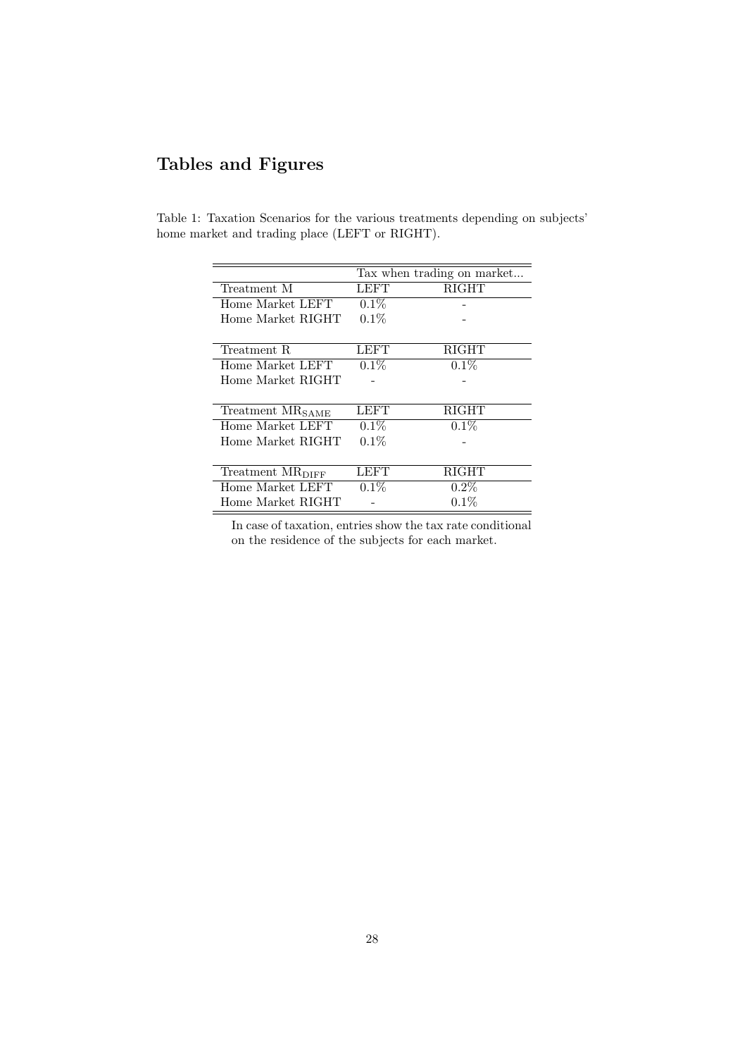# Tables and Figures

Table 1: Taxation Scenarios for the various treatments depending on subjects' home market and trading place (LEFT or RIGHT).

| | Tax when trading on market... | |
|---|---|---|
| Treatment M | LEFT | RIGHT |
| Home Market LEFT | 0.1% | - |
| Home Market RIGHT | 0.1% | - |
| | | |
| Treatment R | LEFT | RIGHT |
| Home Market LEFT | 0.1% | 0.1% |
| Home Market RIGHT | - | - |
| | | |
| Treatment $MR_{SAME}$ | LEFT | RIGHT |
| Home Market LEFT | 0.1% | 0.1% |
| Home Market RIGHT | 0.1% | - |
| | | |
| Treatment $MR_{DIFF}$ | LEFT | RIGHT |
| Home Market LEFT | 0.1% | 0.2% |
| Home Market RIGHT | - | 0.1% |

In case of taxation, entries show the tax rate conditional on the residence of the subjects for each market.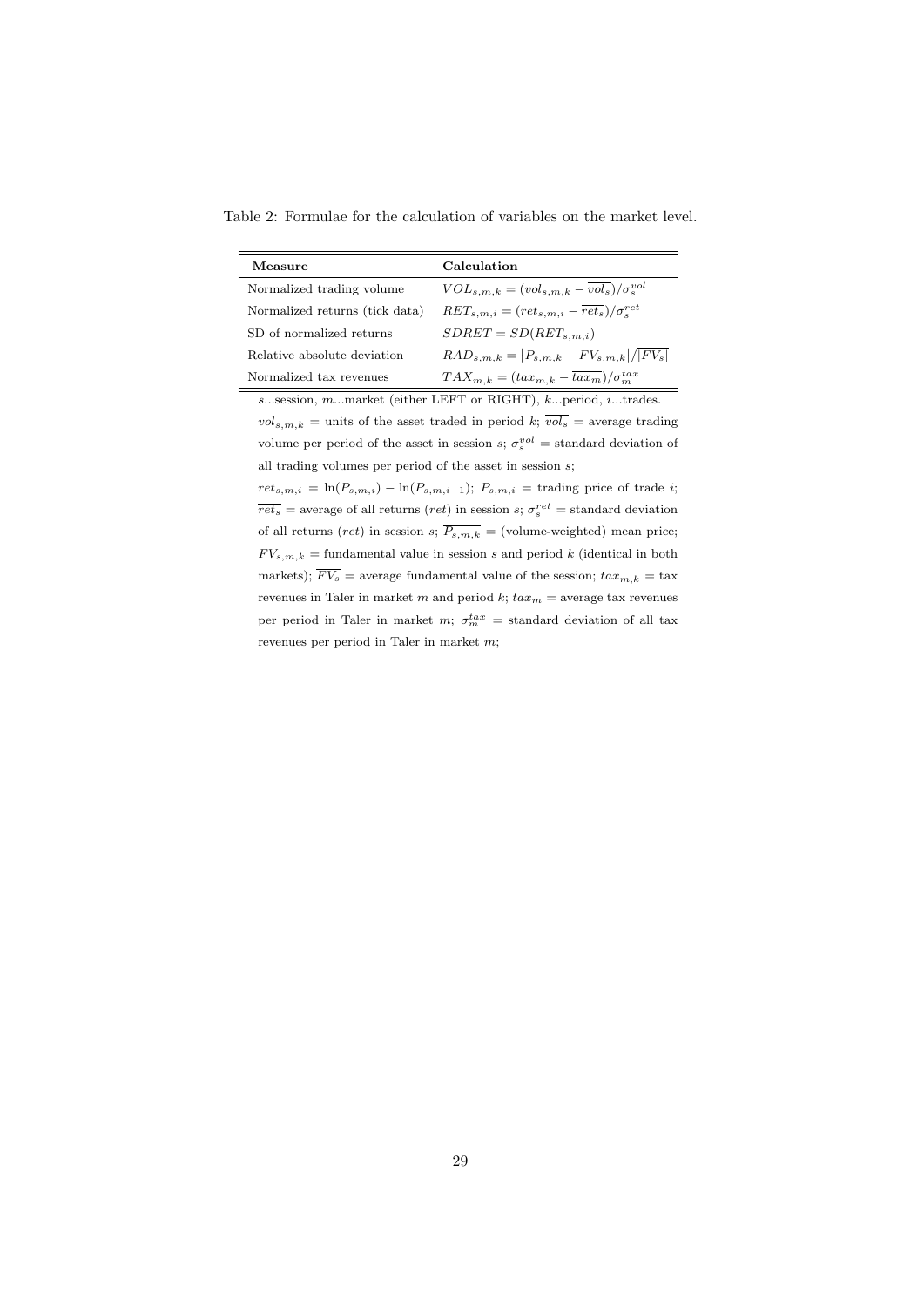Table 2: Formulae for the calculation of variables on the market level.

| Measure | Calculation |
|---|---|
| Normalized trading volume | $VOL_{s,m,k} = (vol_{s,m,k} - \overline{vol_s})/\sigma_s^{vol}$ |
| Normalized returns (tick data) | $RET_{s,m,i} = (ret_{s,m,i} - \overline{ret_s})/\sigma_s^{ret}$ |
| SD of normalized returns | $SDRET = SD(RET_{s,m,i})$ |
| Relative absolute deviation | $RAD_{s,m,k} = \left\|\overline{P_{s,m,k}} - FV_{s,m,k}\right\|/\left\|\overline{FV_s}\right\|$ |
| Normalized tax revenues | $TAX_{m,k} = (tax_{m,k} - \overline{tax_m})/\sigma_m^{tax}$ |

$s$...session, $m$...market (either LEFT or RIGHT), $k$...period, $i$...trades.

$vol_{s,m,k}$ = units of the asset traded in period $k$; $\overline{vol_s}$ = average trading volume per period of the asset in session $s$; $\sigma_s^{vol}$ = standard deviation of all trading volumes per period of the asset in session $s$;

$ret_{s,m,i} = \ln(P_{s,m,i}) - \ln(P_{s,m,i-1})$; $P_{s,m,i}$ = trading price of trade $i$; $\overline{ret_s}$ = average of all returns ($ret$) in session $s$; $\sigma_s^{ret}$ = standard deviation of all returns ($ret$) in session $s$; $\overline{P_{s,m,k}}$ = (volume-weighted) mean price; $FV_{s,m,k}$ = fundamental value in session $s$ and period $k$ (identical in both markets); $\overline{FV_s}$ = average fundamental value of the session; $tax_{m,k}$ = tax revenues in Taler in market $m$ and period $k$; $\overline{tax_m}$ = average tax revenues per period in Taler in market $m$; $\sigma_m^{tax}$ = standard deviation of all tax revenues per period in Taler in market $m$;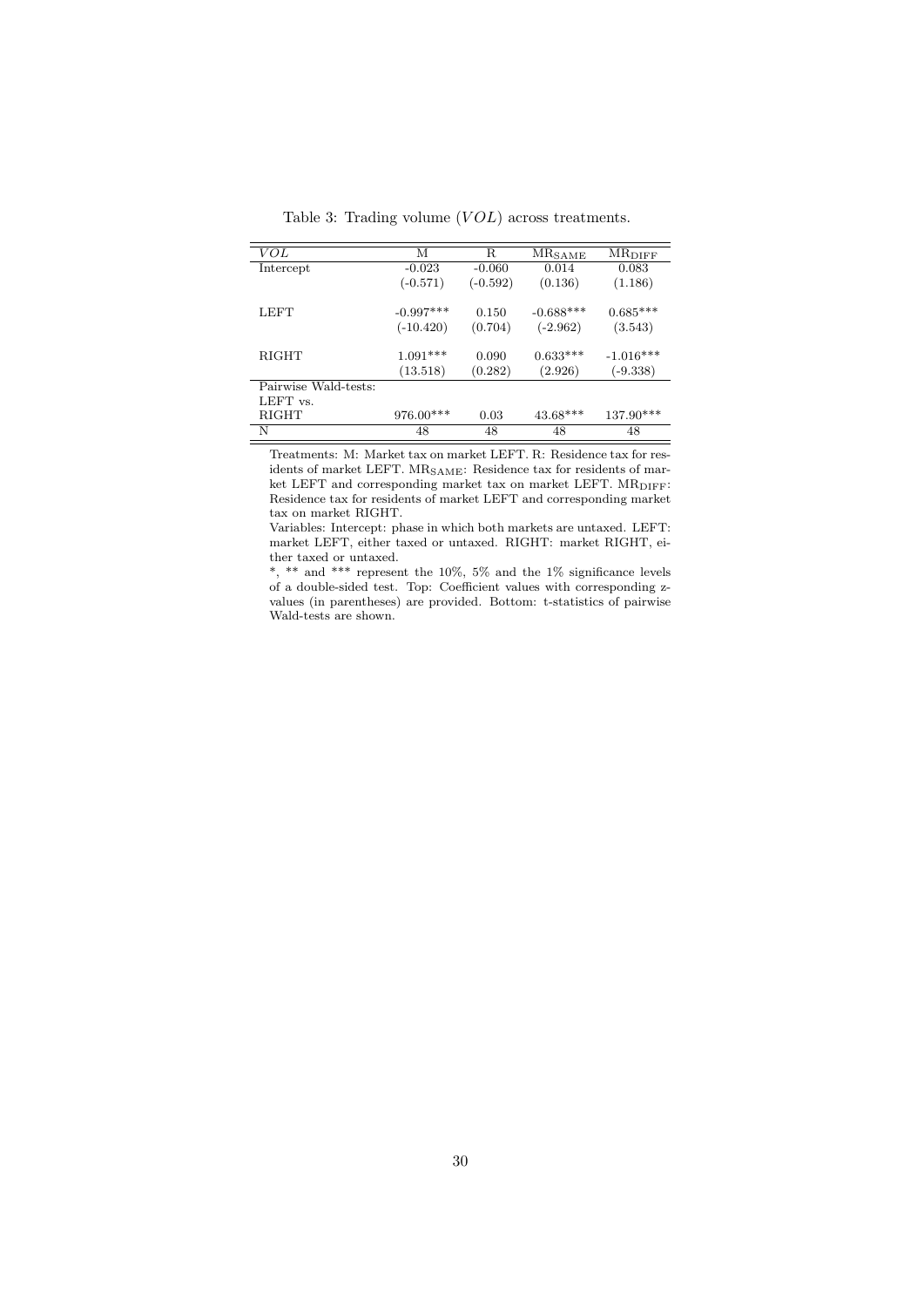Table 3: Trading volume ($VOL$) across treatments.

| $VOL$ | M | R | $\mathrm{MR}_{\mathrm{SAME}}$ | $\mathrm{MR}_{\mathrm{DIFF}}$ |
|---|---|---|---|---|
| Intercept | -0.023 | -0.060 | 0.014 | 0.083 |
| | (-0.571) | (-0.592) | (0.136) | (1.186) |
| LEFT | -0.997*** | 0.150 | -0.688*** | 0.685*** |
| | (-10.420) | (0.704) | (-2.962) | (3.543) |
| RIGHT | 1.091*** | 0.090 | 0.633*** | -1.016*** |
| | (13.518) | (0.282) | (2.926) | (-9.338) |
| Pairwise Wald-tests: | | | | |
| LEFT vs. | | | | |
| RIGHT | 976.00*** | 0.03 | 43.68*** | 137.90*** |
| N | 48 | 48 | 48 | 48 |

Treatments: M: Market tax on market LEFT. R: Residence tax for residents of market LEFT. $\mathrm{MR}_{\mathrm{SAME}}$: Residence tax for residents of market LEFT and corresponding market tax on market LEFT. $\mathrm{MR}_{\mathrm{DIFF}}$: Residence tax for residents of market LEFT and corresponding market tax on market RIGHT.

Variables: Intercept: phase in which both markets are untaxed. LEFT: market LEFT, either taxed or untaxed. RIGHT: market RIGHT, either taxed or untaxed.

*, ** and *** represent the 10%, 5% and the 1% significance levels of a double-sided test. Top: Coefficient values with corresponding z-values (in parentheses) are provided. Bottom: t-statistics of pairwise Wald-tests are shown.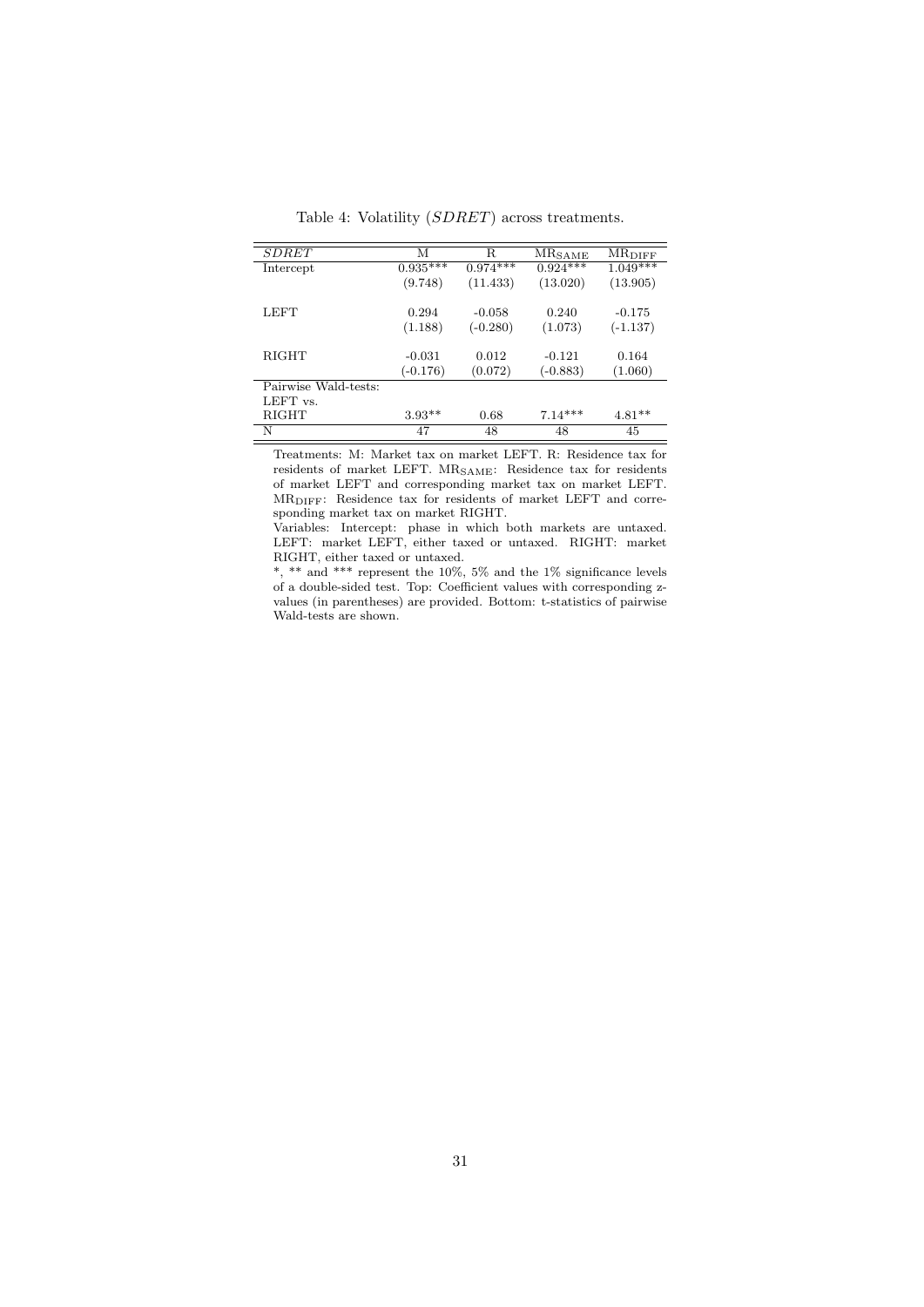Table 4: Volatility (*SDRET*) across treatments.

| *SDRET* | M | R | $MR_{SAME}$ | $MR_{DIFF}$ |
|---|---|---|---|---|
| Intercept | 0.935*** | 0.974*** | 0.924*** | 1.049*** |
| | (9.748) | (11.433) | (13.020) | (13.905) |
| LEFT | 0.294 | -0.058 | 0.240 | -0.175 |
| | (1.188) | (-0.280) | (1.073) | (-1.137) |
| RIGHT | -0.031 | 0.012 | -0.121 | 0.164 |
| | (-0.176) | (0.072) | (-0.883) | (1.060) |
| Pairwise Wald-tests: | | | | |
| LEFT vs. | | | | |
| RIGHT | 3.93** | 0.68 | 7.14*** | 4.81** |
| N | 47 | 48 | 48 | 45 |

Treatments: M: Market tax on market LEFT. R: Residence tax for residents of market LEFT. $MR_{SAME}$: Residence tax for residents of market LEFT and corresponding market tax on market LEFT. $MR_{DIFF}$: Residence tax for residents of market LEFT and corresponding market tax on market RIGHT.

Variables: Intercept: phase in which both markets are untaxed. LEFT: market LEFT, either taxed or untaxed. RIGHT: market RIGHT, either taxed or untaxed.

*, ** and *** represent the 10%, 5% and the 1% significance levels of a double-sided test. Top: Coefficient values with corresponding z-values (in parentheses) are provided. Bottom: t-statistics of pairwise Wald-tests are shown.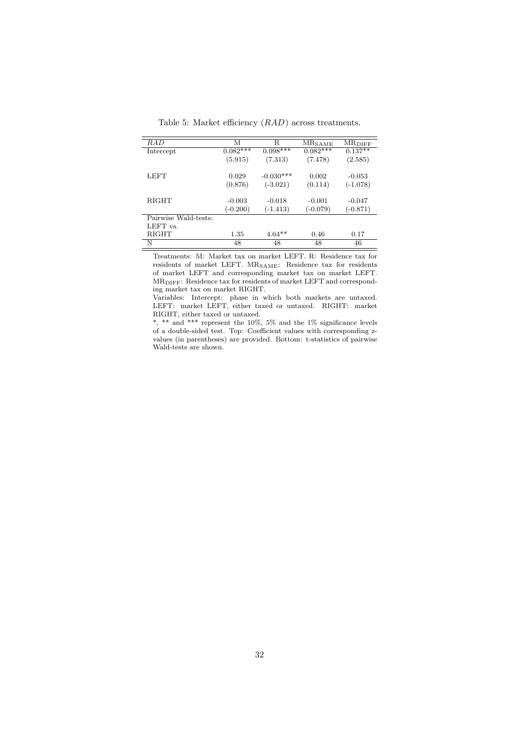Table 5: Market efficiency (*RAD*) across treatments.

| *RAD* | M | R | $MR_{SAME}$ | $MR_{DIFF}$ |
|---|---|---|---|---|
| Intercept | 0.082*** | 0.098*** | 0.082*** | 0.137** |
| | (5.915) | (7.313) | (7.478) | (2.585) |
| LEFT | 0.029 | -0.030*** | 0.002 | -0.053 |
| | (0.876) | (-3.021) | (0.114) | (-1.078) |
| RIGHT | -0.003 | -0.018 | -0.001 | -0.047 |
| | (-0.200) | (-1.413) | (-0.079) | (-0.871) |
| Pairwise Wald-tests: | | | | |
| LEFT vs. | | | | |
| RIGHT | 1.35 | 4.64** | 0.46 | 0.17 |
| N | 48 | 48 | 48 | 46 |

Treatments: M: Market tax on market LEFT. R: Residence tax for residents of market LEFT. $MR_{SAME}$: Residence tax for residents of market LEFT and corresponding market tax on market LEFT. $MR_{DIFF}$: Residence tax for residents of market LEFT and corresponding market tax on market RIGHT.

Variables: Intercept: phase in which both markets are untaxed. LEFT: market LEFT, either taxed or untaxed. RIGHT: market RIGHT, either taxed or untaxed.

*, ** and *** represent the 10%, 5% and the 1% significance levels of a double-sided test. Top: Coefficient values with corresponding z-values (in parentheses) are provided. Bottom: t-statistics of pairwise Wald-tests are shown.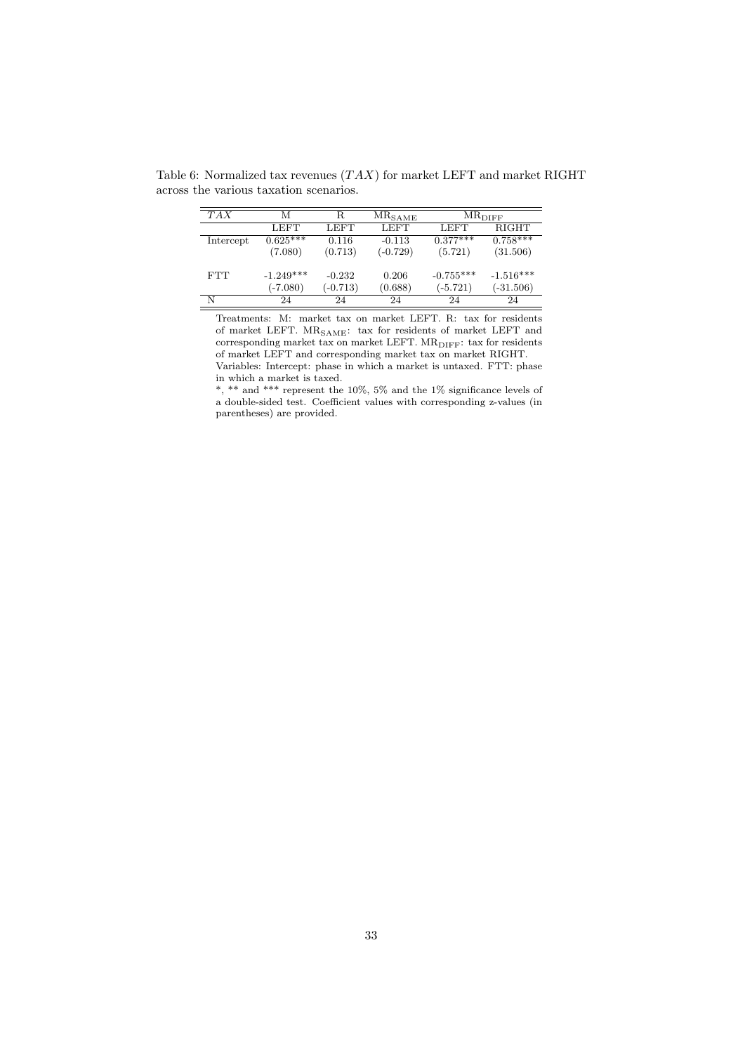Table 6: Normalized tax revenues ($TAX$) for market LEFT and market RIGHT across the various taxation scenarios.

| $TAX$ | M | R | $\mathrm{MR}_{\mathrm{SAME}}$ | $\mathrm{MR}_{\mathrm{DIFF}}$ | |
|---|---|---|---|---|---|
| | LEFT | LEFT | LEFT | LEFT | RIGHT |
| Intercept | 0.625*** | 0.116 | -0.113 | 0.377*** | 0.758*** |
| | (7.080) | (0.713) | (-0.729) | (5.721) | (31.506) |
| FTT | -1.249*** | -0.232 | 0.206 | -0.755*** | -1.516*** |
| | (-7.080) | (-0.713) | (0.688) | (-5.721) | (-31.506) |
| N | 24 | 24 | 24 | 24 | 24 |

Treatments: M: market tax on market LEFT. R: tax for residents of market LEFT. $\mathrm{MR}_{\mathrm{SAME}}$: tax for residents of market LEFT and corresponding market tax on market LEFT. $\mathrm{MR}_{\mathrm{DIFF}}$: tax for residents of market LEFT and corresponding market tax on market RIGHT.
Variables: Intercept: phase in which a market is untaxed. FTT: phase in which a market is taxed.
*, ** and *** represent the 10%, 5% and the 1% significance levels of a double-sided test. Coefficient values with corresponding z-values (in parentheses) are provided.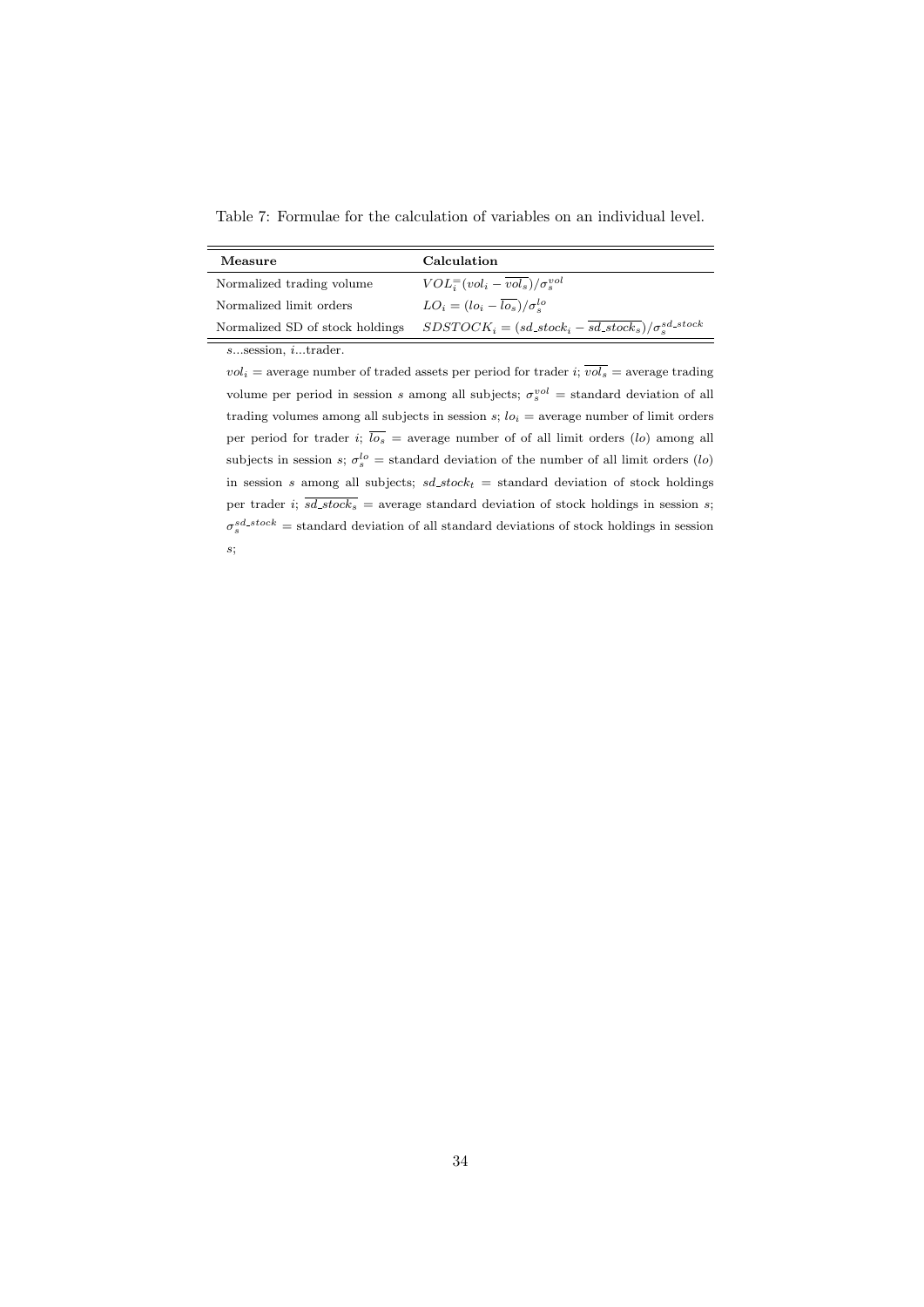Table 7: Formulae for the calculation of variables on an individual level.

| **Measure** | **Calculation** |
|---|---|
| Normalized trading volume | $VOL_i = (vol_i - \overline{vol_s})/\sigma_s^{vol}$ |
| Normalized limit orders | $LO_i = (lo_i - \overline{lo_s})/\sigma_s^{lo}$ |
| Normalized SD of stock holdings | $SDSTOCK_i = (sd\_stock_i - \overline{sd\_stock_s})/\sigma_s^{sd\_stock}$ |

$s$...session, $i$...trader.

$vol_i$ = average number of traded assets per period for trader $i$; $\overline{vol_s}$ = average trading volume per period in session $s$ among all subjects; $\sigma_s^{vol}$ = standard deviation of all trading volumes among all subjects in session $s$; $lo_i$ = average number of limit orders per period for trader $i$; $\overline{lo_s}$ = average number of of all limit orders ($lo$) among all subjects in session $s$; $\sigma_s^{lo}$ = standard deviation of the number of all limit orders ($lo$) in session $s$ among all subjects; $sd\_stock_t$ = standard deviation of stock holdings per trader $i$; $\overline{sd\_stock_s}$ = average standard deviation of stock holdings in session $s$; $\sigma_s^{sd\_stock}$ = standard deviation of all standard deviations of stock holdings in session $s$;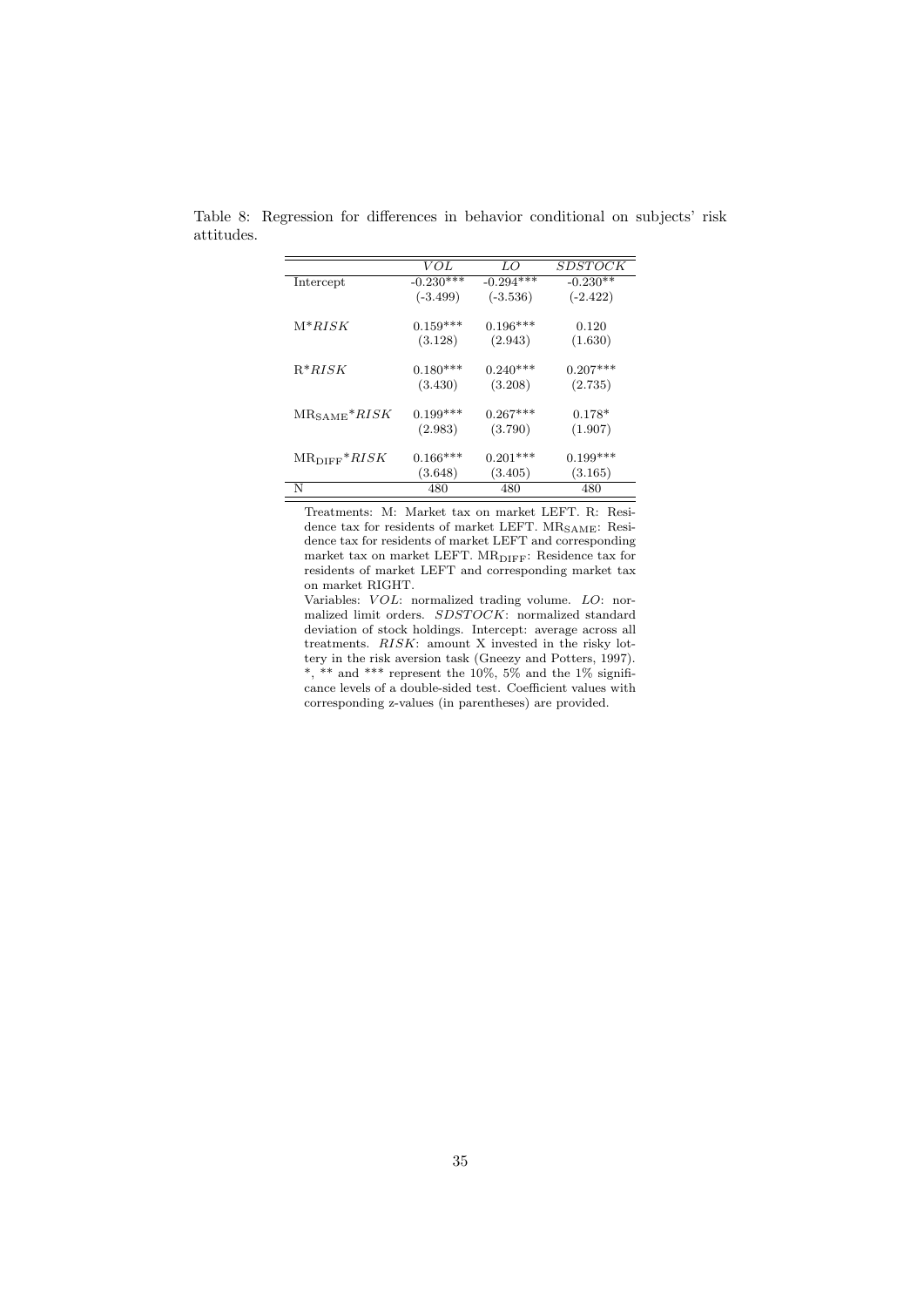Table 8: Regression for differences in behavior conditional on subjects' risk attitudes.

| | $VOL$ | $LO$ | $SDSTOCK$ |
|---|---|---|---|
| Intercept | -0.230*** | -0.294*** | -0.230** |
| | (-3.499) | (-3.536) | (-2.422) |
| M*$RISK$ | 0.159*** | 0.196*** | 0.120 |
| | (3.128) | (2.943) | (1.630) |
| R*$RISK$ | 0.180*** | 0.240*** | 0.207*** |
| | (3.430) | (3.208) | (2.735) |
| $MR_{SAME}$*$RISK$ | 0.199*** | 0.267*** | 0.178* |
| | (2.983) | (3.790) | (1.907) |
| $MR_{DIFF}$*$RISK$ | 0.166*** | 0.201*** | 0.199*** |
| | (3.648) | (3.405) | (3.165) |
| N | 480 | 480 | 480 |

Treatments: M: Market tax on market LEFT. R: Residence tax for residents of market LEFT. $MR_{SAME}$: Residence tax for residents of market LEFT and corresponding market tax on market LEFT. $MR_{DIFF}$: Residence tax for residents of market LEFT and corresponding market tax on market RIGHT.

Variables: $VOL$: normalized trading volume. $LO$: normalized limit orders. $SDSTOCK$: normalized standard deviation of stock holdings. Intercept: average across all treatments. $RISK$: amount X invested in the risky lottery in the risk aversion task (Gneezy and Potters, 1997). *, ** and *** represent the 10%, 5% and the 1% significance levels of a double-sided test. Coefficient values with corresponding z-values (in parentheses) are provided.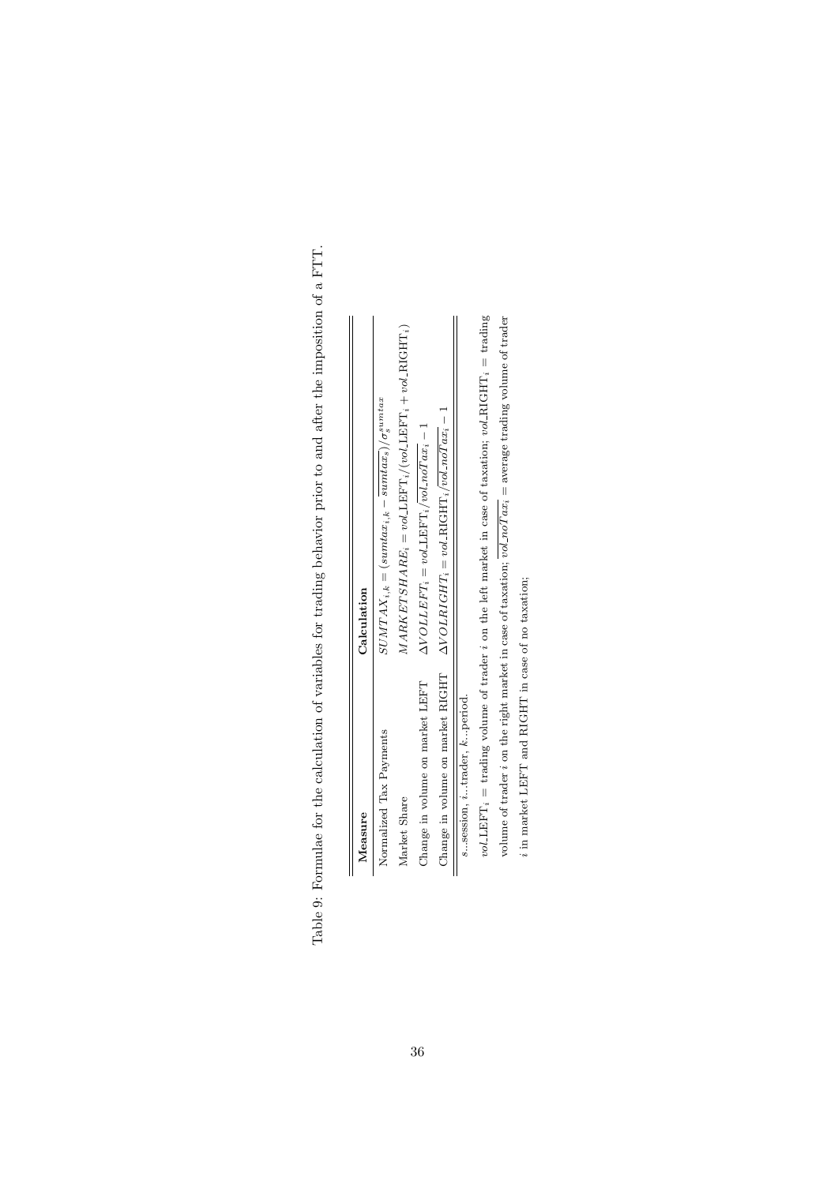Table 9: Formulae for the calculation of variables for trading behavior prior to and after the imposition of a FTT.

| Measure | Calculation |
|---|---|
| Normalized Tax Payments | $SUMTAX_{i,k} = (sumtax_{i,k} - \overline{sumtax_s})/\sigma_s^{sumtax}$ |
| Market Share | $MARKETSHARE_i = vol\_\text{LEFT}_i/(vol\_\text{LEFT}_i + vol\_\text{RIGHT}_i)$ |
| Change in volume on market LEFT | $\Delta VOLLEFT_i = vol\_\text{LEFT}_i/\overline{vol\_noTax_i} - 1$ |
| Change in volume on market RIGHT | $\Delta VOLRIGHT_i = vol\_\text{RIGHT}_i/\overline{vol\_noTax_i} - 1$ |

$s$...session, $i$...trader, $k$...period.

$vol\_\text{LEFT}_i$ = trading volume of trader $i$ on the left market in case of taxation; $vol\_\text{RIGHT}_i$ = trading volume of trader $i$ on the right market in case of taxation; $\overline{vol\_noTax_i}$ = average trading volume of trader $i$ in market LEFT and RIGHT in case of no taxation;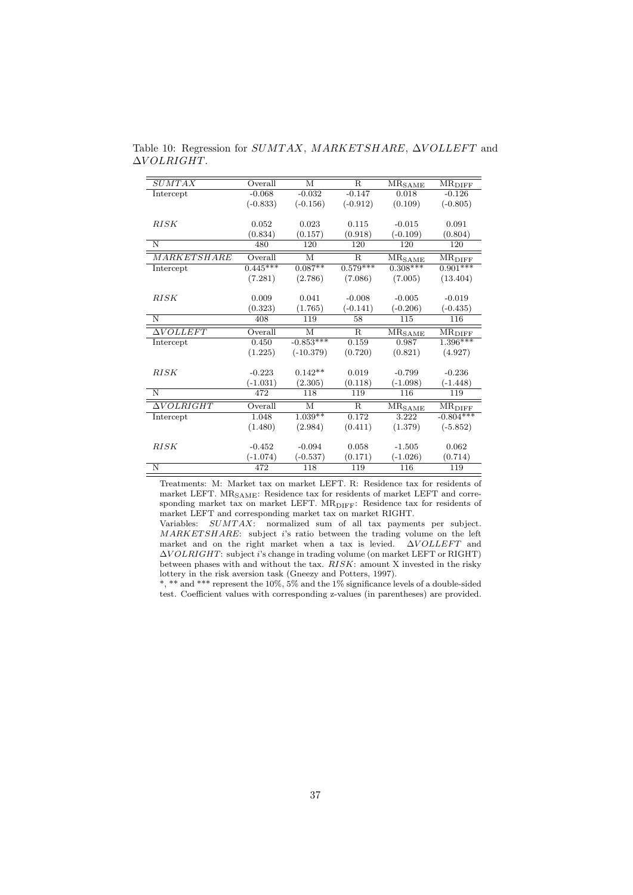Table 10: Regression for *SUMTAX*, *MARKETSHARE*, $\Delta VOLLEFT$ and $\Delta VOLRIGHT$.

| *SUMTAX* | Overall | M | R | $\text{MR}_{\text{SAME}}$ | $\text{MR}_{\text{DIFF}}$ |
|---|---|---|---|---|---|
| Intercept | -0.068 | -0.032 | -0.147 | 0.018 | -0.126 |
| | (-0.833) | (-0.156) | (-0.912) | (0.109) | (-0.805) |
| *RISK* | 0.052 | 0.023 | 0.115 | -0.015 | 0.091 |
| | (0.834) | (0.157) | (0.918) | (-0.109) | (0.804) |
| N | 480 | 120 | 120 | 120 | 120 |
| *MARKETSHARE* | Overall | M | R | $\text{MR}_{\text{SAME}}$ | $\text{MR}_{\text{DIFF}}$ |
| Intercept | 0.445*** | 0.087** | 0.579*** | 0.308*** | 0.901*** |
| | (7.281) | (2.786) | (7.086) | (7.005) | (13.404) |
| *RISK* | 0.009 | 0.041 | -0.008 | -0.005 | -0.019 |
| | (0.323) | (1.765) | (-0.141) | (-0.206) | (-0.435) |
| N | 408 | 119 | 58 | 115 | 116 |
| $\Delta VOLLEFT$ | Overall | M | R | $\text{MR}_{\text{SAME}}$ | $\text{MR}_{\text{DIFF}}$ |
| Intercept | 0.450 | -0.853*** | 0.159 | 0.987 | 1.396*** |
| | (1.225) | (-10.379) | (0.720) | (0.821) | (4.927) |
| *RISK* | -0.223 | 0.142** | 0.019 | -0.799 | -0.236 |
| | (-1.031) | (2.305) | (0.118) | (-1.098) | (-1.448) |
| N | 472 | 118 | 119 | 116 | 119 |
| $\Delta VOLRIGHT$ | Overall | M | R | $\text{MR}_{\text{SAME}}$ | $\text{MR}_{\text{DIFF}}$ |
| Intercept | 1.048 | 1.039** | 0.172 | 3.222 | -0.804*** |
| | (1.480) | (2.984) | (0.411) | (1.379) | (-5.852) |
| *RISK* | -0.452 | -0.094 | 0.058 | -1.505 | 0.062 |
| | (-1.074) | (-0.537) | (0.171) | (-1.026) | (0.714) |
| N | 472 | 118 | 119 | 116 | 119 |

Treatments: M: Market tax on market LEFT. R: Residence tax for residents of market LEFT. $\text{MR}_{\text{SAME}}$: Residence tax for residents of market LEFT and corresponding market tax on market LEFT. $\text{MR}_{\text{DIFF}}$: Residence tax for residents of market LEFT and corresponding market tax on market RIGHT.
Variables: *SUMTAX*: normalized sum of all tax payments per subject. *MARKETSHARE*: subject *i*'s ratio between the trading volume on the left market and on the right market when a tax is levied. $\Delta VOLLEFT$ and $\Delta VOLRIGHT$: subject *i*'s change in trading volume (on market LEFT or RIGHT) between phases with and without the tax. *RISK*: amount X invested in the risky lottery in the risk aversion task (Gneezy and Potters, 1997).
*, ** and *** represent the 10%, 5% and the 1% significance levels of a double-sided test. Coefficient values with corresponding z-values (in parentheses) are provided.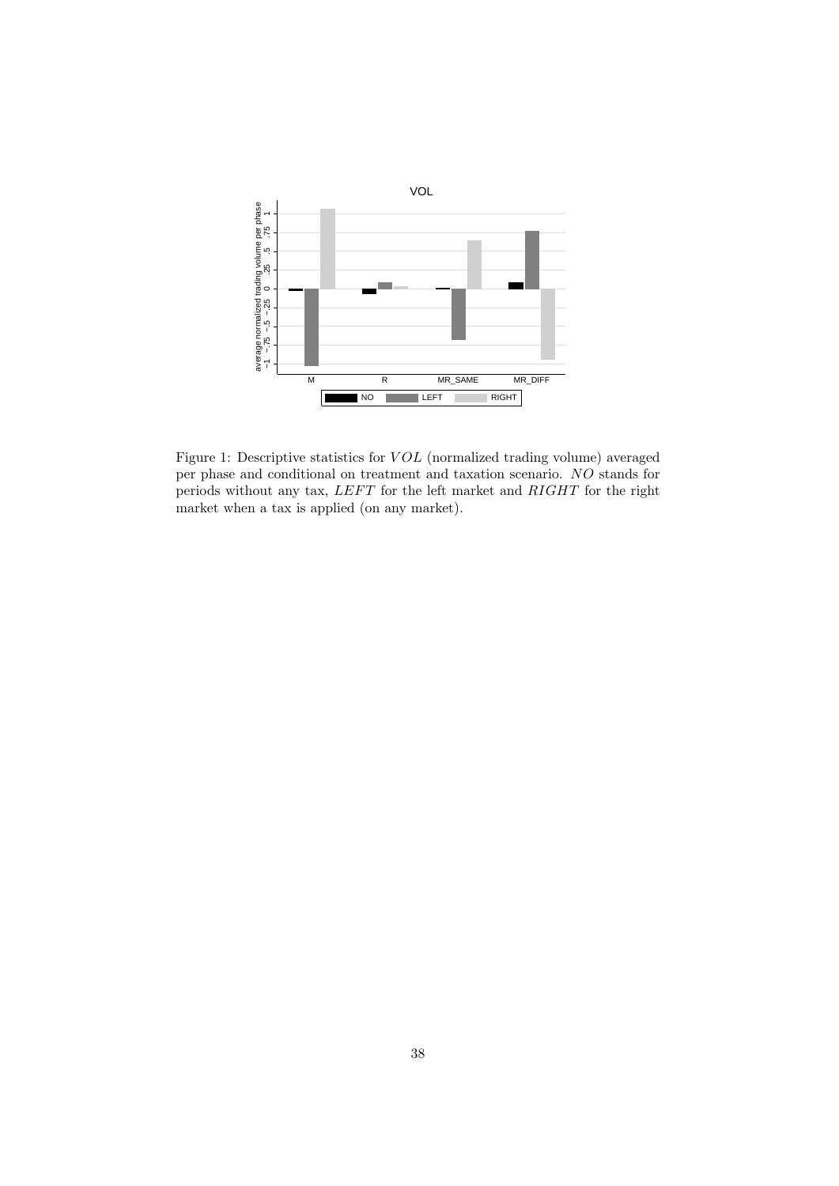Figure 1: Descriptive statistics for $VOL$ (normalized trading volume) averaged per phase and conditional on treatment and taxation scenario. $NO$ stands for periods without any tax, $LEFT$ for the left market and $RIGHT$ for the right market when a tax is applied (on any market).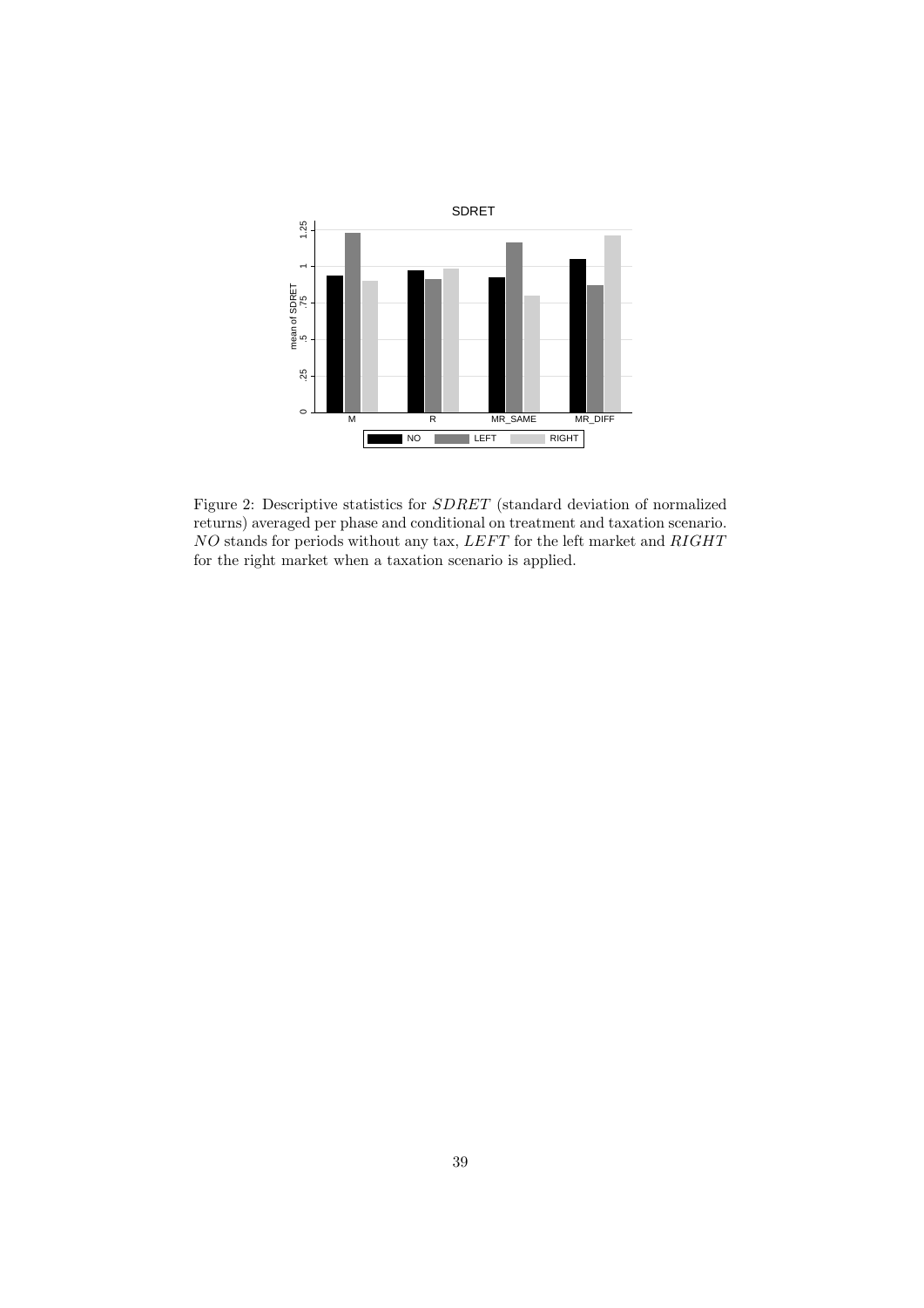Figure 2: Descriptive statistics for $SDRET$ (standard deviation of normalized returns) averaged per phase and conditional on treatment and taxation scenario. $NO$ stands for periods without any tax, $LEFT$ for the left market and $RIGHT$ for the right market when a taxation scenario is applied.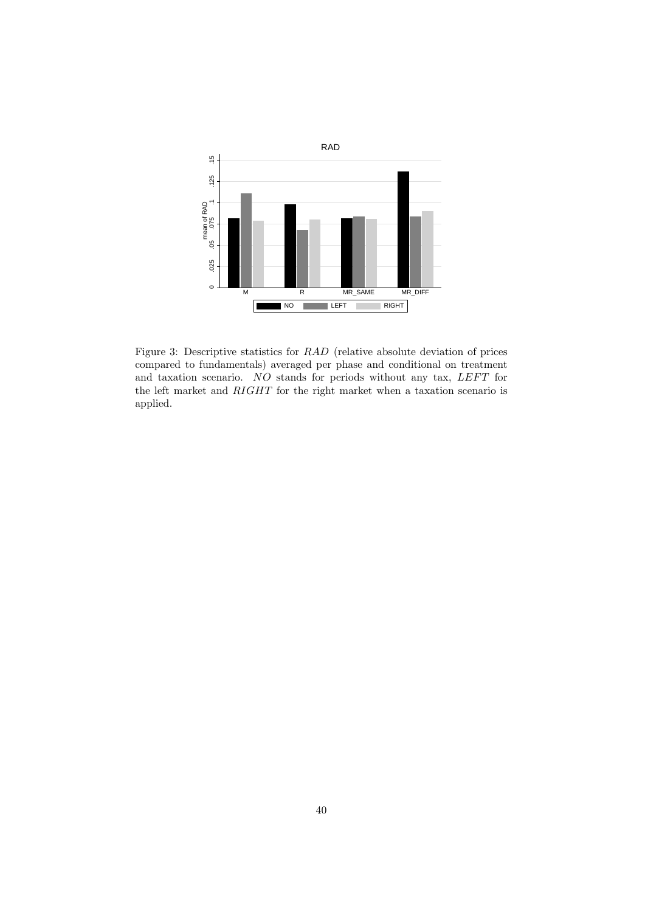Figure 3: Descriptive statistics for $RAD$ (relative absolute deviation of prices compared to fundamentals) averaged per phase and conditional on treatment and taxation scenario. $NO$ stands for periods without any tax, $LEFT$ for the left market and $RIGHT$ for the right market when a taxation scenario is applied.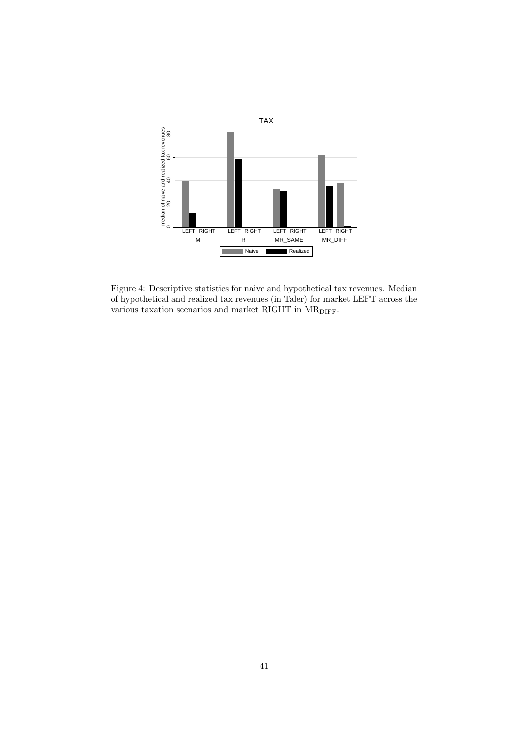Figure 4: Descriptive statistics for naive and hypothetical tax revenues. Median of hypothetical and realized tax revenues (in Taler) for market LEFT across the various taxation scenarios and market RIGHT in $\mathrm{MR}_{\mathrm{DIFF}}$.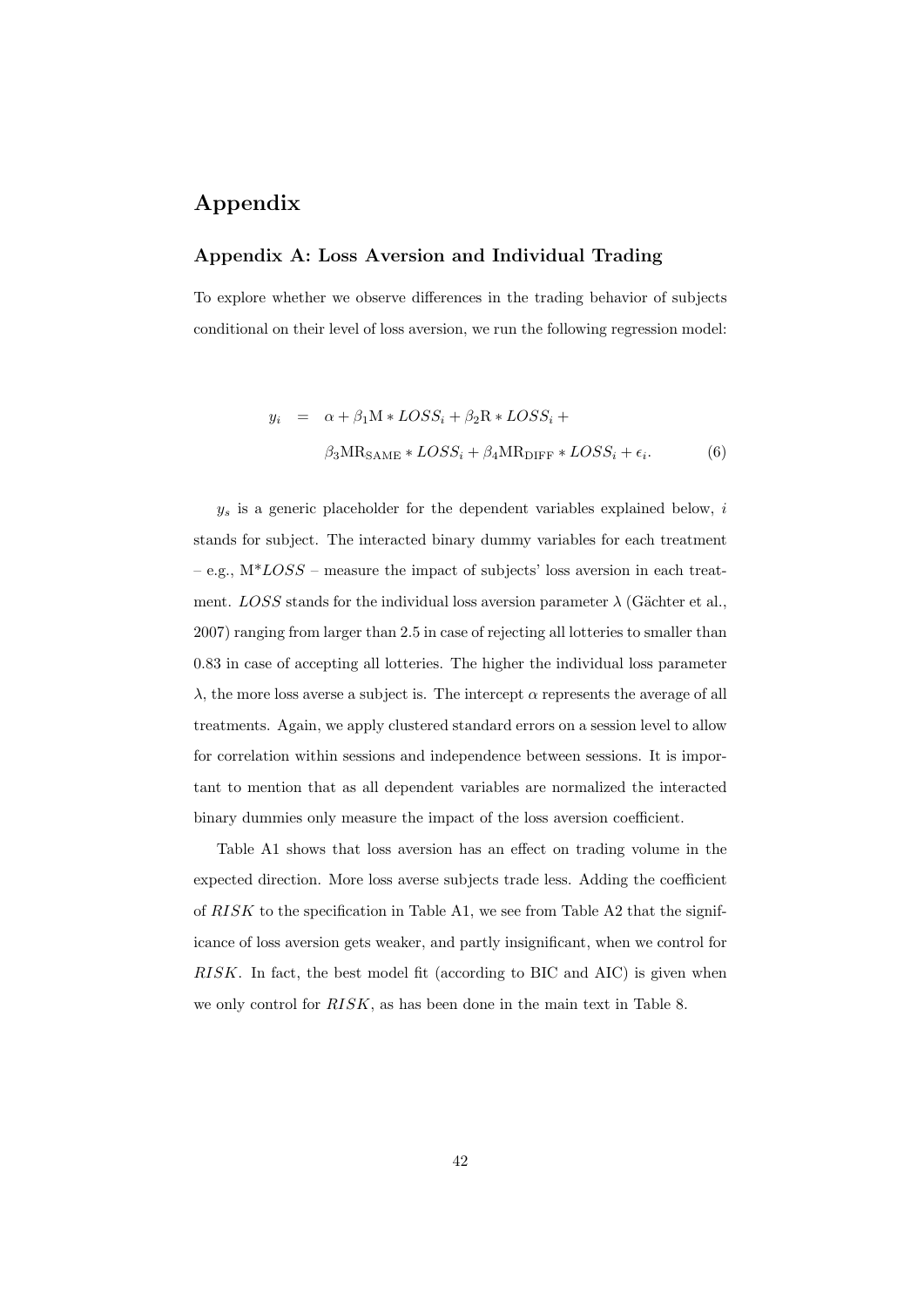# Appendix

## Appendix A: Loss Aversion and Individual Trading

To explore whether we observe differences in the trading behavior of subjects conditional on their level of loss aversion, we run the following regression model:

$$
\begin{aligned}
y_i &= \alpha + \beta_1 \text{M} * LOSS_i + \beta_2 \text{R} * LOSS_i + \\
&\quad \beta_3 \text{MR}_{\text{SAME}} * LOSS_i + \beta_4 \text{MR}_{\text{DIFF}} * LOSS_i + \epsilon_i. \qquad (6)
\end{aligned}
$$

$y_s$ is a generic placeholder for the dependent variables explained below, $i$ stands for subject. The interacted binary dummy variables for each treatment – e.g., M\*$LOSS$ – measure the impact of subjects' loss aversion in each treatment. $LOSS$ stands for the individual loss aversion parameter $\lambda$ (Gächter et al., 2007) ranging from larger than 2.5 in case of rejecting all lotteries to smaller than 0.83 in case of accepting all lotteries. The higher the individual loss parameter $\lambda$, the more loss averse a subject is. The intercept $\alpha$ represents the average of all treatments. Again, we apply clustered standard errors on a session level to allow for correlation within sessions and independence between sessions. It is important to mention that as all dependent variables are normalized the interacted binary dummies only measure the impact of the loss aversion coefficient.

Table A1 shows that loss aversion has an effect on trading volume in the expected direction. More loss averse subjects trade less. Adding the coefficient of $RISK$ to the specification in Table A1, we see from Table A2 that the significance of loss aversion gets weaker, and partly insignificant, when we control for $RISK$. In fact, the best model fit (according to BIC and AIC) is given when we only control for $RISK$, as has been done in the main text in Table 8.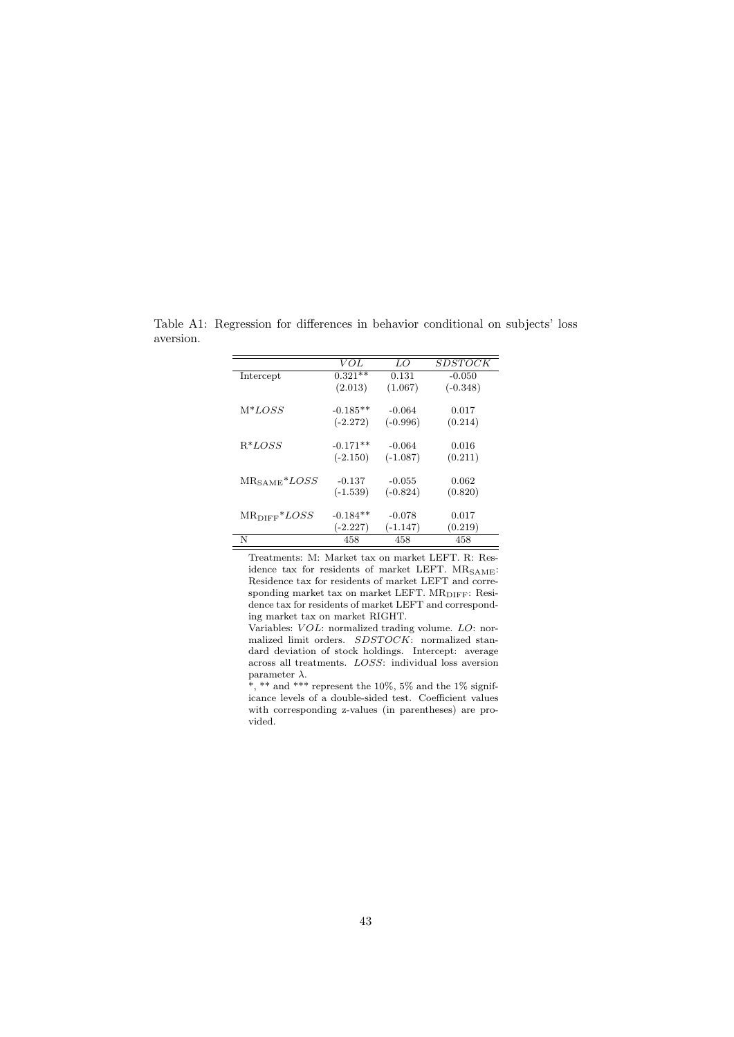Table A1: Regression for differences in behavior conditional on subjects' loss aversion.

| | *VOL* | *LO* | *SDSTOCK* |
|---|---|---|---|
| Intercept | 0.321** | 0.131 | -0.050 |
| | (2.013) | (1.067) | (-0.348) |
| M\**LOSS* | -0.185** | -0.064 | 0.017 |
| | (-2.272) | (-0.996) | (0.214) |
| R\**LOSS* | -0.171** | -0.064 | 0.016 |
| | (-2.150) | (-1.087) | (0.211) |
| $\text{MR}_{\text{SAME}}$\**LOSS* | -0.137 | -0.055 | 0.062 |
| | (-1.539) | (-0.824) | (0.820) |
| $\text{MR}_{\text{DIFF}}$\**LOSS* | -0.184** | -0.078 | 0.017 |
| | (-2.227) | (-1.147) | (0.219) |
| N | 458 | 458 | 458 |

Treatments: M: Market tax on market LEFT. R: Residence tax for residents of market LEFT. $\text{MR}_{\text{SAME}}$: Residence tax for residents of market LEFT and corresponding market tax on market LEFT. $\text{MR}_{\text{DIFF}}$: Residence tax for residents of market LEFT and corresponding market tax on market RIGHT.

Variables: *VOL*: normalized trading volume. *LO*: normalized limit orders. *SDSTOCK*: normalized standard deviation of stock holdings. Intercept: average across all treatments. *LOSS*: individual loss aversion parameter $\lambda$.

*, ** and *** represent the 10%, 5% and the 1% significance levels of a double-sided test. Coefficient values with corresponding z-values (in parentheses) are provided.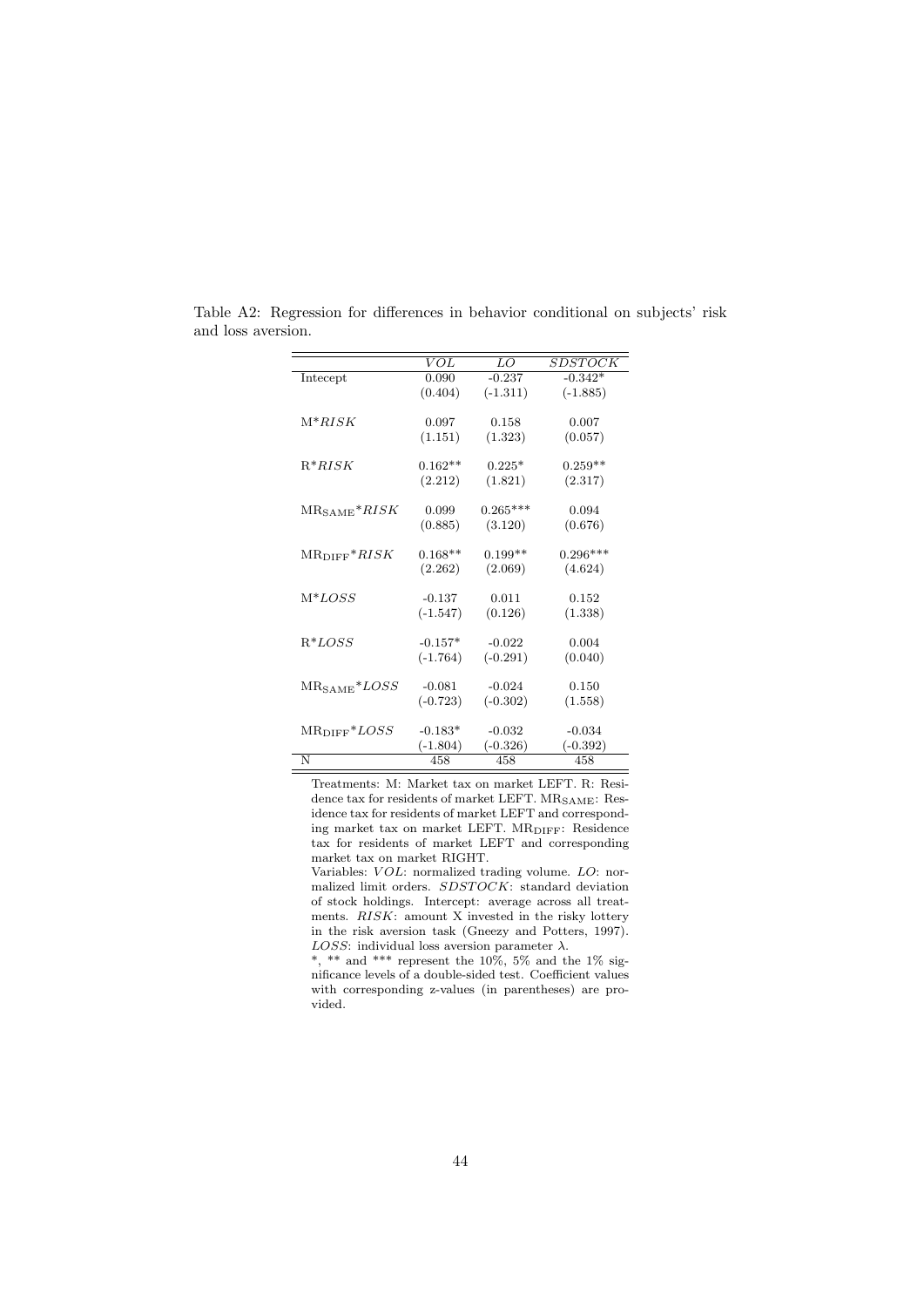Table A2: Regression for differences in behavior conditional on subjects' risk and loss aversion.

| | *VOL* | *LO* | *SDSTOCK* |
|---|---|---|---|
| Intecept | 0.090 | -0.237 | -0.342* |
| | (0.404) | (-1.311) | (-1.885) |
| M*$RISK$ | 0.097 | 0.158 | 0.007 |
| | (1.151) | (1.323) | (0.057) |
| R*$RISK$ | 0.162** | 0.225* | 0.259** |
| | (2.212) | (1.821) | (2.317) |
| $MR_{SAME}$*$RISK$ | 0.099 | 0.265*** | 0.094 |
| | (0.885) | (3.120) | (0.676) |
| $MR_{DIFF}$*$RISK$ | 0.168** | 0.199** | 0.296*** |
| | (2.262) | (2.069) | (4.624) |
| M*$LOSS$ | -0.137 | 0.011 | 0.152 |
| | (-1.547) | (0.126) | (1.338) |
| R*$LOSS$ | -0.157* | -0.022 | 0.004 |
| | (-1.764) | (-0.291) | (0.040) |
| $MR_{SAME}$*$LOSS$ | -0.081 | -0.024 | 0.150 |
| | (-0.723) | (-0.302) | (1.558) |
| $MR_{DIFF}$*$LOSS$ | -0.183* | -0.032 | -0.034 |
| | (-1.804) | (-0.326) | (-0.392) |
| N | 458 | 458 | 458 |

Treatments: M: Market tax on market LEFT. R: Residence tax for residents of market LEFT. $MR_{SAME}$: Residence tax for residents of market LEFT and corresponding market tax on market LEFT. $MR_{DIFF}$: Residence tax for residents of market LEFT and corresponding market tax on market RIGHT.

Variables: *VOL*: normalized trading volume. *LO*: normalized limit orders. *SDSTOCK*: standard deviation of stock holdings. Intercept: average across all treatments. *RISK*: amount X invested in the risky lottery in the risk aversion task (Gneezy and Potters, 1997). *LOSS*: individual loss aversion parameter $\lambda$.

*, ** and *** represent the 10%, 5% and the 1% significance levels of a double-sided test. Coefficient values with corresponding z-values (in parentheses) are provided.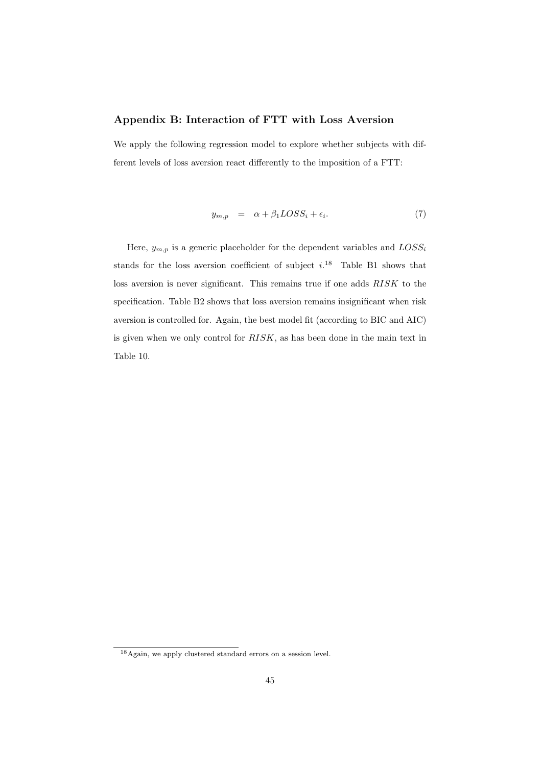## Appendix B: Interaction of FTT with Loss Aversion

We apply the following regression model to explore whether subjects with different levels of loss aversion react differently to the imposition of a FTT:

$$y_{m,p} \quad = \quad \alpha + \beta_1 LOSS_i + \epsilon_i. \tag{7}$$

Here, $y_{m,p}$ is a generic placeholder for the dependent variables and $LOSS_i$ stands for the loss aversion coefficient of subject $i$.[18] Table B1 shows that loss aversion is never significant. This remains true if one adds $RISK$ to the specification. Table B2 shows that loss aversion remains insignificant when risk aversion is controlled for. Again, the best model fit (according to BIC and AIC) is given when we only control for $RISK$, as has been done in the main text in Table 10.

[18] Again, we apply clustered standard errors on a session level.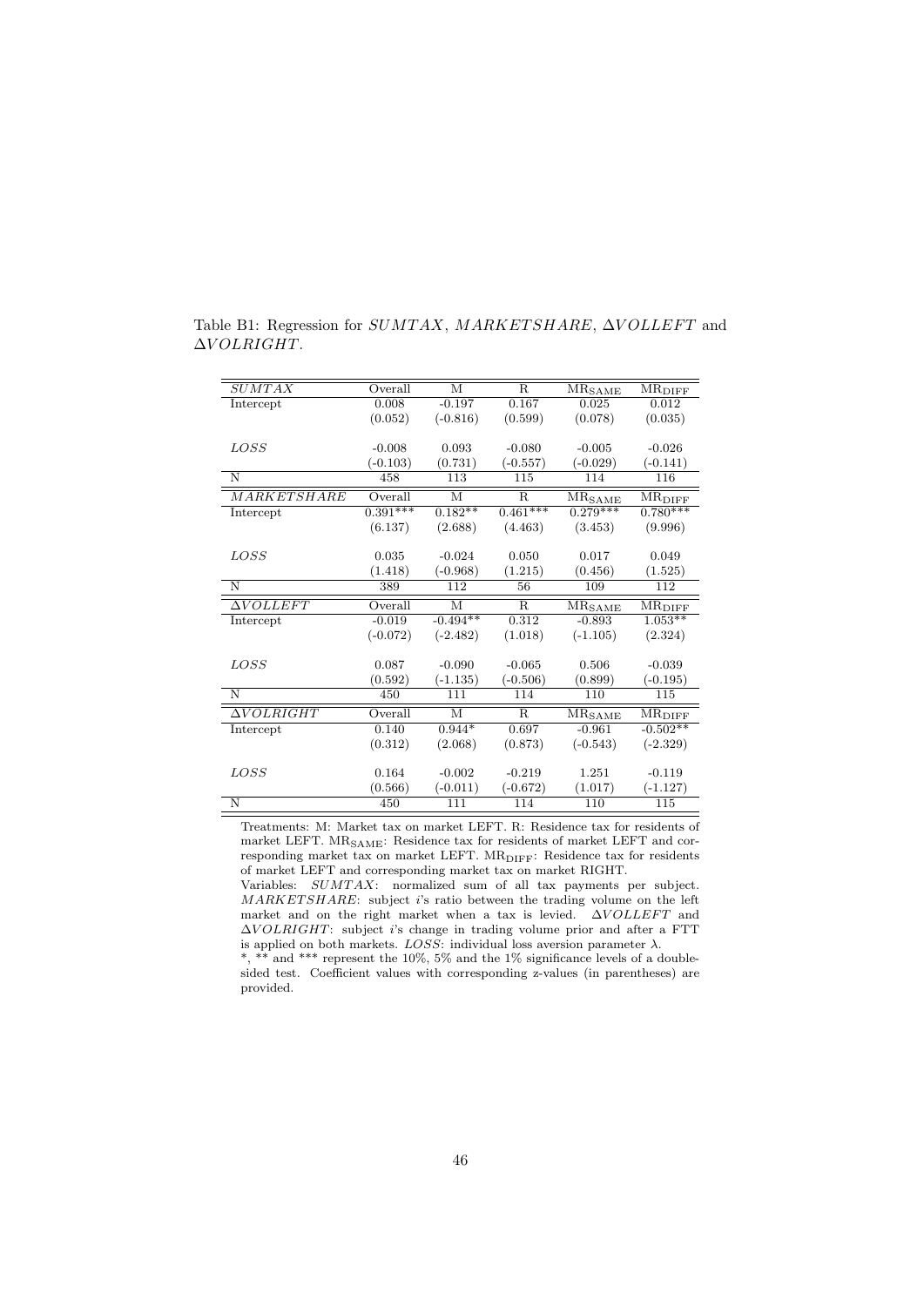Table B1: Regression for $SUMTAX$, $MARKETSHARE$, $\Delta VOLLEFT$ and $\Delta VOLRIGHT$.

| $SUMTAX$ | Overall | M | R | $MR_{SAME}$ | $MR_{DIFF}$ |
|---|---|---|---|---|---|
| Intercept | 0.008 | -0.197 | 0.167 | 0.025 | 0.012 |
| | (0.052) | (-0.816) | (0.599) | (0.078) | (0.035) |
| $LOSS$ | -0.008 | 0.093 | -0.080 | -0.005 | -0.026 |
| | (-0.103) | (0.731) | (-0.557) | (-0.029) | (-0.141) |
| N | 458 | 113 | 115 | 114 | 116 |
| $MARKETSHARE$ | Overall | M | R | $MR_{SAME}$ | $MR_{DIFF}$ |
| Intercept | 0.391*** | 0.182** | 0.461*** | 0.279*** | 0.780*** |
| | (6.137) | (2.688) | (4.463) | (3.453) | (9.996) |
| $LOSS$ | 0.035 | -0.024 | 0.050 | 0.017 | 0.049 |
| | (1.418) | (-0.968) | (1.215) | (0.456) | (1.525) |
| N | 389 | 112 | 56 | 109 | 112 |
| $\Delta VOLLEFT$ | Overall | M | R | $MR_{SAME}$ | $MR_{DIFF}$ |
| Intercept | -0.019 | -0.494** | 0.312 | -0.893 | 1.053** |
| | (-0.072) | (-2.482) | (1.018) | (-1.105) | (2.324) |
| $LOSS$ | 0.087 | -0.090 | -0.065 | 0.506 | -0.039 |
| | (0.592) | (-1.135) | (-0.506) | (0.899) | (-0.195) |
| N | 450 | 111 | 114 | 110 | 115 |
| $\Delta VOLRIGHT$ | Overall | M | R | $MR_{SAME}$ | $MR_{DIFF}$ |
| Intercept | 0.140 | 0.944* | 0.697 | -0.961 | -0.502** |
| | (0.312) | (2.068) | (0.873) | (-0.543) | (-2.329) |
| $LOSS$ | 0.164 | -0.002 | -0.219 | 1.251 | -0.119 |
| | (0.566) | (-0.011) | (-0.672) | (1.017) | (-1.127) |
| N | 450 | 111 | 114 | 110 | 115 |

Treatments: M: Market tax on market LEFT. R: Residence tax for residents of market LEFT. $MR_{SAME}$: Residence tax for residents of market LEFT and corresponding market tax on market LEFT. $MR_{DIFF}$: Residence tax for residents of market LEFT and corresponding market tax on market RIGHT.

Variables: $SUMTAX$: normalized sum of all tax payments per subject. $MARKETSHARE$: subject $i$'s ratio between the trading volume on the left market and on the right market when a tax is levied. $\Delta VOLLEFT$ and $\Delta VOLRIGHT$: subject $i$'s change in trading volume prior and after a FTT is applied on both markets. $LOSS$: individual loss aversion parameter $\lambda$.

*, ** and *** represent the 10%, 5% and the 1% significance levels of a double-sided test. Coefficient values with corresponding z-values (in parentheses) are provided.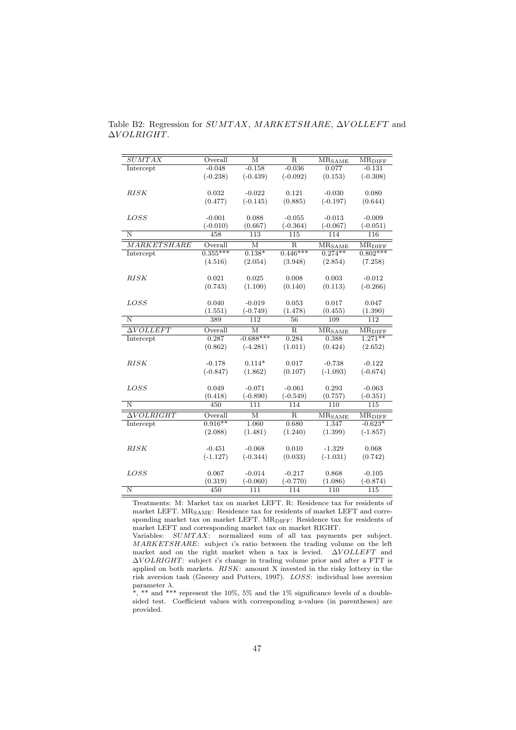Table B2: Regression for *SUMTAX*, *MARKETSHARE*, $\Delta VOLLEFT$ and $\Delta VOLRIGHT$.

| *SUMTAX* | Overall | M | R | $MR_{SAME}$ | $MR_{DIFF}$ |
|---|---|---|---|---|---|
| Intercept | -0.048 | -0.158 | -0.036 | 0.077 | -0.131 |
| | (-0.238) | (-0.439) | (-0.092) | (0.153) | (-0.308) |
| *RISK* | 0.032 | -0.022 | 0.121 | -0.030 | 0.080 |
| | (0.477) | (-0.145) | (0.885) | (-0.197) | (0.644) |
| *LOSS* | -0.001 | 0.088 | -0.055 | -0.013 | -0.009 |
| | (-0.010) | (0.667) | (-0.364) | (-0.067) | (-0.051) |
| N | 458 | 113 | 115 | 114 | 116 |
| *MARKETSHARE* | Overall | M | R | $MR_{SAME}$ | $MR_{DIFF}$ |
| Intercept | 0.355*** | 0.138* | 0.446*** | 0.274** | 0.802*** |
| | (4.516) | (2.054) | (3.948) | (2.854) | (7.258) |
| *RISK* | 0.021 | 0.025 | 0.008 | 0.003 | -0.012 |
| | (0.743) | (1.100) | (0.140) | (0.113) | (-0.266) |
| *LOSS* | 0.040 | -0.019 | 0.053 | 0.017 | 0.047 |
| | (1.551) | (-0.749) | (1.478) | (0.455) | (1.390) |
| N | 389 | 112 | 56 | 109 | 112 |
| $\Delta VOLLEFT$ | Overall | M | R | $MR_{SAME}$ | $MR_{DIFF}$ |
| Intercept | 0.287 | -0.688*** | 0.284 | 0.388 | 1.271** |
| | (0.862) | (-4.281) | (1.011) | (0.424) | (2.652) |
| *RISK* | -0.178 | 0.114* | 0.017 | -0.738 | -0.122 |
| | (-0.847) | (1.862) | (0.107) | (-1.093) | (-0.674) |
| *LOSS* | 0.049 | -0.071 | -0.061 | 0.293 | -0.063 |
| | (0.418) | (-0.890) | (-0.549) | (0.757) | (-0.351) |
| N | 450 | 111 | 114 | 110 | 115 |
| $\Delta VOLRIGHT$ | Overall | M | R | $MR_{SAME}$ | $MR_{DIFF}$ |
| Intercept | 0.916** | 1.060 | 0.680 | 1.347 | -0.623* |
| | (2.088) | (1.481) | (1.240) | (1.399) | (-1.857) |
| *RISK* | -0.451 | -0.068 | 0.010 | -1.329 | 0.068 |
| | (-1.127) | (-0.344) | (0.033) | (-1.031) | (0.742) |
| *LOSS* | 0.067 | -0.014 | -0.217 | 0.868 | -0.105 |
| | (0.319) | (-0.060) | (-0.770) | (1.086) | (-0.874) |
| N | 450 | 111 | 114 | 110 | 115 |

Treatments: M: Market tax on market LEFT. R: Residence tax for residents of market LEFT. $MR_{SAME}$: Residence tax for residents of market LEFT and corresponding market tax on market LEFT. $MR_{DIFF}$: Residence tax for residents of market LEFT and corresponding market tax on market RIGHT.
Variables: *SUMTAX*: normalized sum of all tax payments per subject. *MARKETSHARE*: subject $i$'s ratio between the trading volume on the left market and on the right market when a tax is levied. $\Delta VOLLEFT$ and $\Delta VOLRIGHT$: subject $i$'s change in trading volume prior and after a FTT is applied on both markets. *RISK*: amount X invested in the risky lottery in the risk aversion task (Gneezy and Potters, 1997). *LOSS*: individual loss aversion parameter $\lambda$.
*, ** and *** represent the 10%, 5% and the 1% significance levels of a double-sided test. Coefficient values with corresponding z-values (in parentheses) are provided.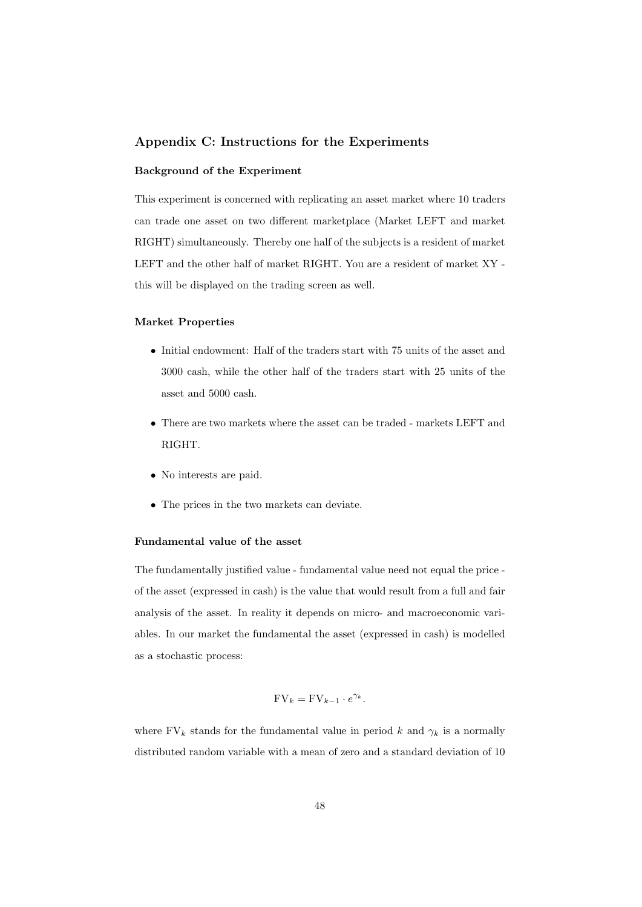## Appendix C: Instructions for the Experiments

### Background of the Experiment

This experiment is concerned with replicating an asset market where 10 traders can trade one asset on two different marketplace (Market LEFT and market RIGHT) simultaneously. Thereby one half of the subjects is a resident of market LEFT and the other half of market RIGHT. You are a resident of market XY - this will be displayed on the trading screen as well.

### Market Properties

- Initial endowment: Half of the traders start with 75 units of the asset and 3000 cash, while the other half of the traders start with 25 units of the asset and 5000 cash.
- There are two markets where the asset can be traded - markets LEFT and RIGHT.
- No interests are paid.
- The prices in the two markets can deviate.

### Fundamental value of the asset

The fundamentally justified value - fundamental value need not equal the price - of the asset (expressed in cash) is the value that would result from a full and fair analysis of the asset. In reality it depends on micro- and macroeconomic variables. In our market the fundamental the asset (expressed in cash) is modelled as a stochastic process:

$$\mathrm{FV}_k = \mathrm{FV}_{k-1} \cdot e^{\gamma_k}.$$

where $\mathrm{FV}_k$ stands for the fundamental value in period $k$ and $\gamma_k$ is a normally distributed random variable with a mean of zero and a standard deviation of 10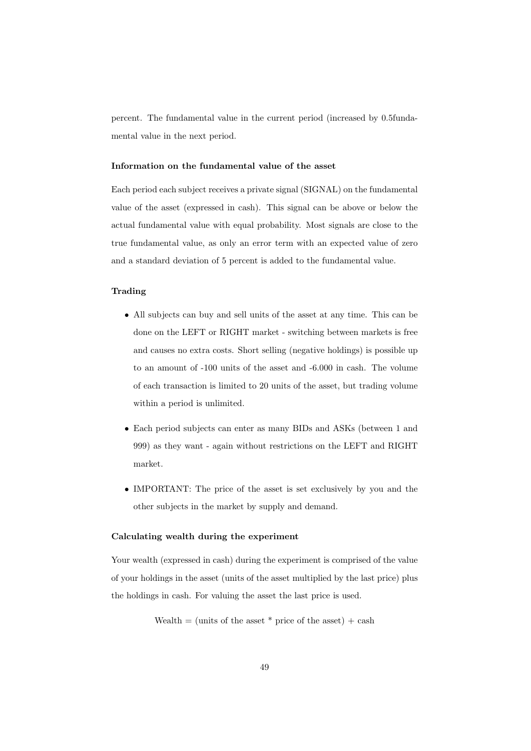percent. The fundamental value in the current period (increased by 0.5fundamental value in the next period.

#### Information on the fundamental value of the asset

Each period each subject receives a private signal (SIGNAL) on the fundamental value of the asset (expressed in cash). This signal can be above or below the actual fundamental value with equal probability. Most signals are close to the true fundamental value, as only an error term with an expected value of zero and a standard deviation of 5 percent is added to the fundamental value.

#### Trading

- All subjects can buy and sell units of the asset at any time. This can be done on the LEFT or RIGHT market - switching between markets is free and causes no extra costs. Short selling (negative holdings) is possible up to an amount of -100 units of the asset and -6.000 in cash. The volume of each transaction is limited to 20 units of the asset, but trading volume within a period is unlimited.
- Each period subjects can enter as many BIDs and ASKs (between 1 and 999) as they want - again without restrictions on the LEFT and RIGHT market.
- IMPORTANT: The price of the asset is set exclusively by you and the other subjects in the market by supply and demand.

#### Calculating wealth during the experiment

Your wealth (expressed in cash) during the experiment is comprised of the value of your holdings in the asset (units of the asset multiplied by the last price) plus the holdings in cash. For valuing the asset the last price is used.

Wealth = (units of the asset * price of the asset) + cash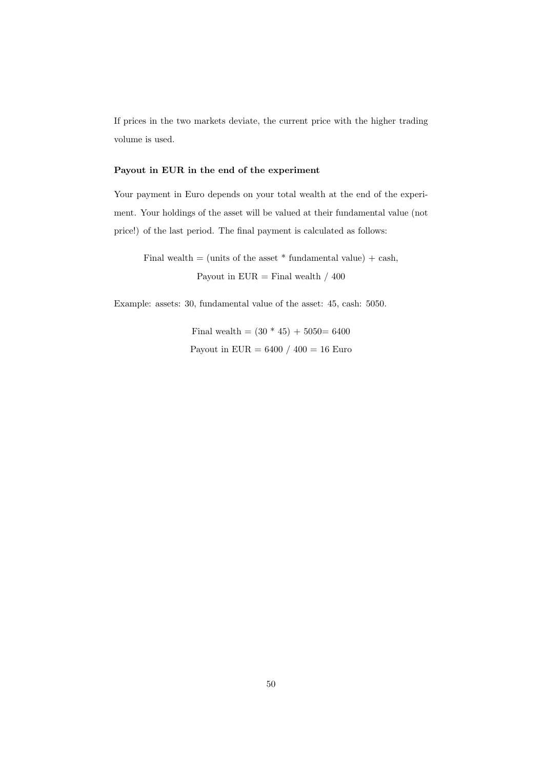If prices in the two markets deviate, the current price with the higher trading volume is used.

**Payout in EUR in the end of the experiment**

Your payment in Euro depends on your total wealth at the end of the experiment. Your holdings of the asset will be valued at their fundamental value (not price!) of the last period. The final payment is calculated as follows:

$$\text{Final wealth} = (\text{units of the asset} * \text{fundamental value}) + \text{cash},$$
$$\text{Payout in EUR} = \text{Final wealth} \; / \; 400$$

Example: assets: 30, fundamental value of the asset: 45, cash: 5050.

$$\text{Final wealth} = (30 * 45) + 5050 = 6400$$
$$\text{Payout in EUR} = 6400 \; / \; 400 = 16 \text{ Euro}$$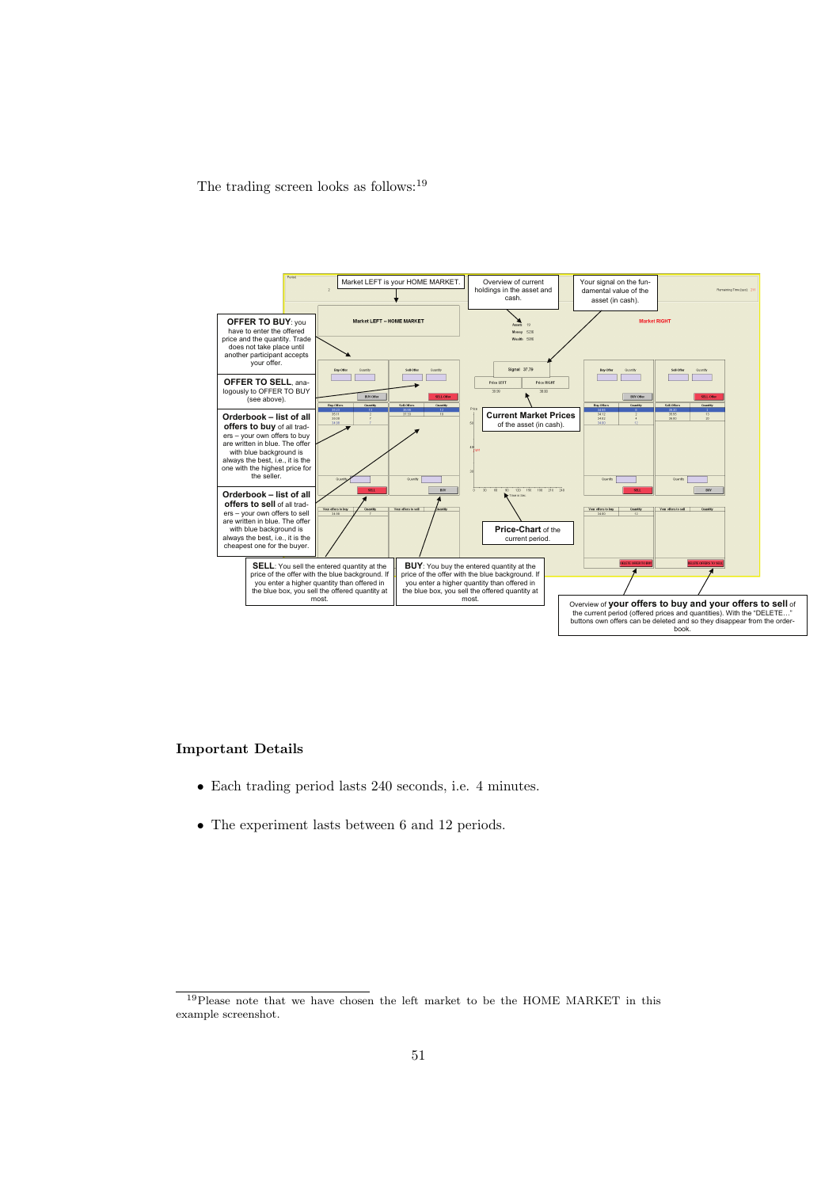The trading screen looks as follows:[19]

Market LEFT is your HOME MARKET.

Overview of current holdings in the asset and cash.

Your signal on the fundamental value of the asset (in cash).

**OFFER TO BUY**: you have to enter the offered price and the quantity. Trade does not take place until another participant accepts your offer.

**OFFER TO SELL**, analogously to OFFER TO BUY (see above).

**Orderbook – list of all offers to buy** of all traders – your own offers to buy are written in blue. The offer with blue background is always the best, i.e., it is the one with the highest price for the seller.

**Orderbook – list of all offers to sell** of all traders – your own offers to sell are written in blue. The offer with blue background is always the best, i.e., it is the cheapest one for the buyer.

**Current Market Prices** of the asset (in cash).

**Price-Chart** of the current period.

**SELL**: You sell the entered quantity at the price of the offer with the blue background. If you enter a higher quantity than offered in the blue box, you sell the offered quantity at most.

**BUY**: You buy the entered quantity at the price of the offer with the blue background. If you enter a higher quantity than offered in the blue box, you sell the offered quantity at most.

Overview of **your offers to buy and your offers to sell** of the current period (offered prices and quantities). With the "DELETE…" buttons own offers can be deleted and so they disappear from the orderbook.

## Important Details

- Each trading period lasts 240 seconds, i.e. 4 minutes.
- The experiment lasts between 6 and 12 periods.

[19] Please note that we have chosen the left market to be the HOME MARKET in this example screenshot.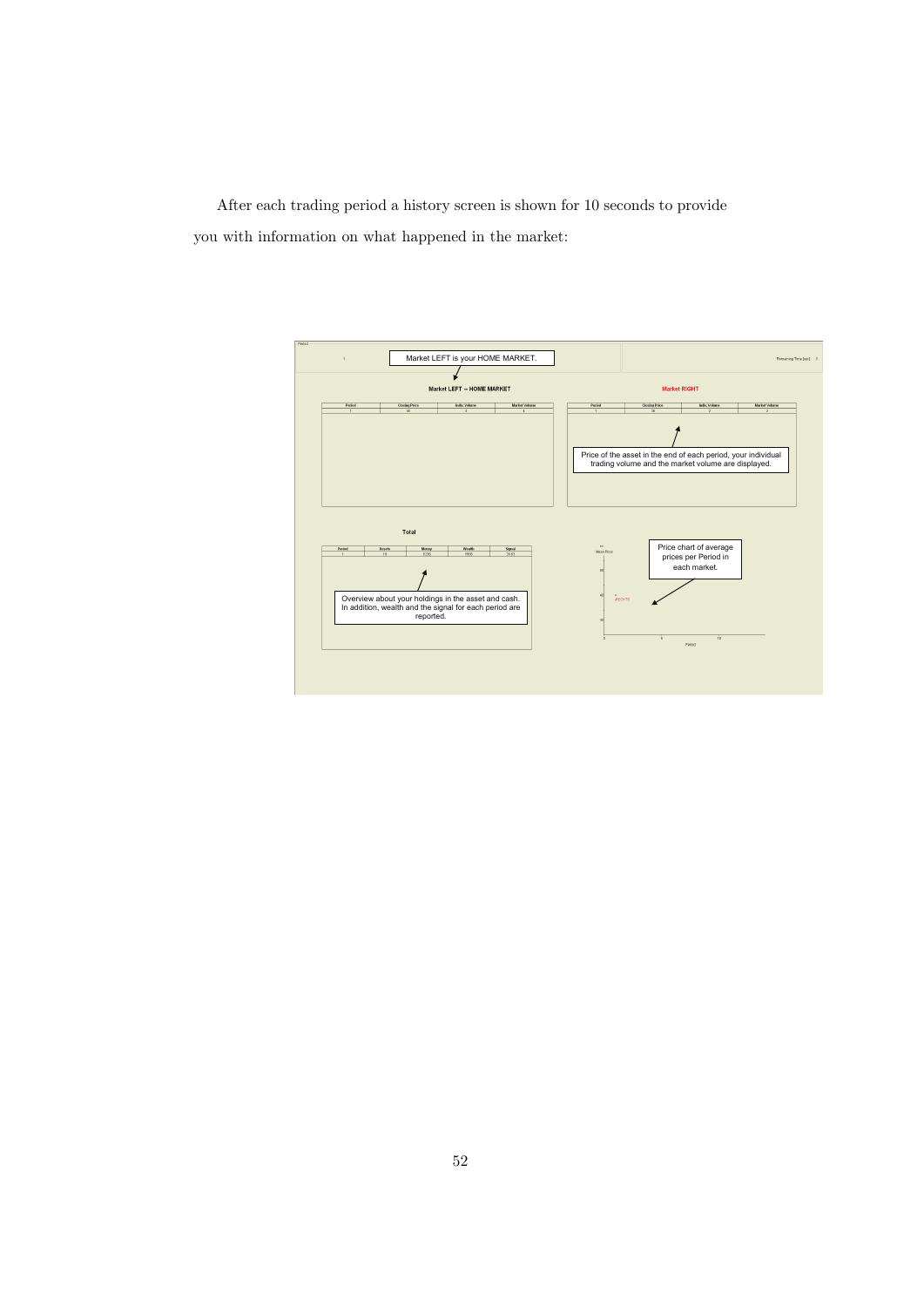After each trading period a history screen is shown for 10 seconds to provide you with information on what happened in the market:

Market LEFT is your HOME MARKET.

Market LEFT – HOME MARKET

Market RIGHT

Price of the asset in the end of each period, your individual trading volume and the market volume are displayed.

Total

Overview about your holdings in the asset and cash. In addition, wealth and the signal for each period are reported.

Price chart of average prices per Period in each market.